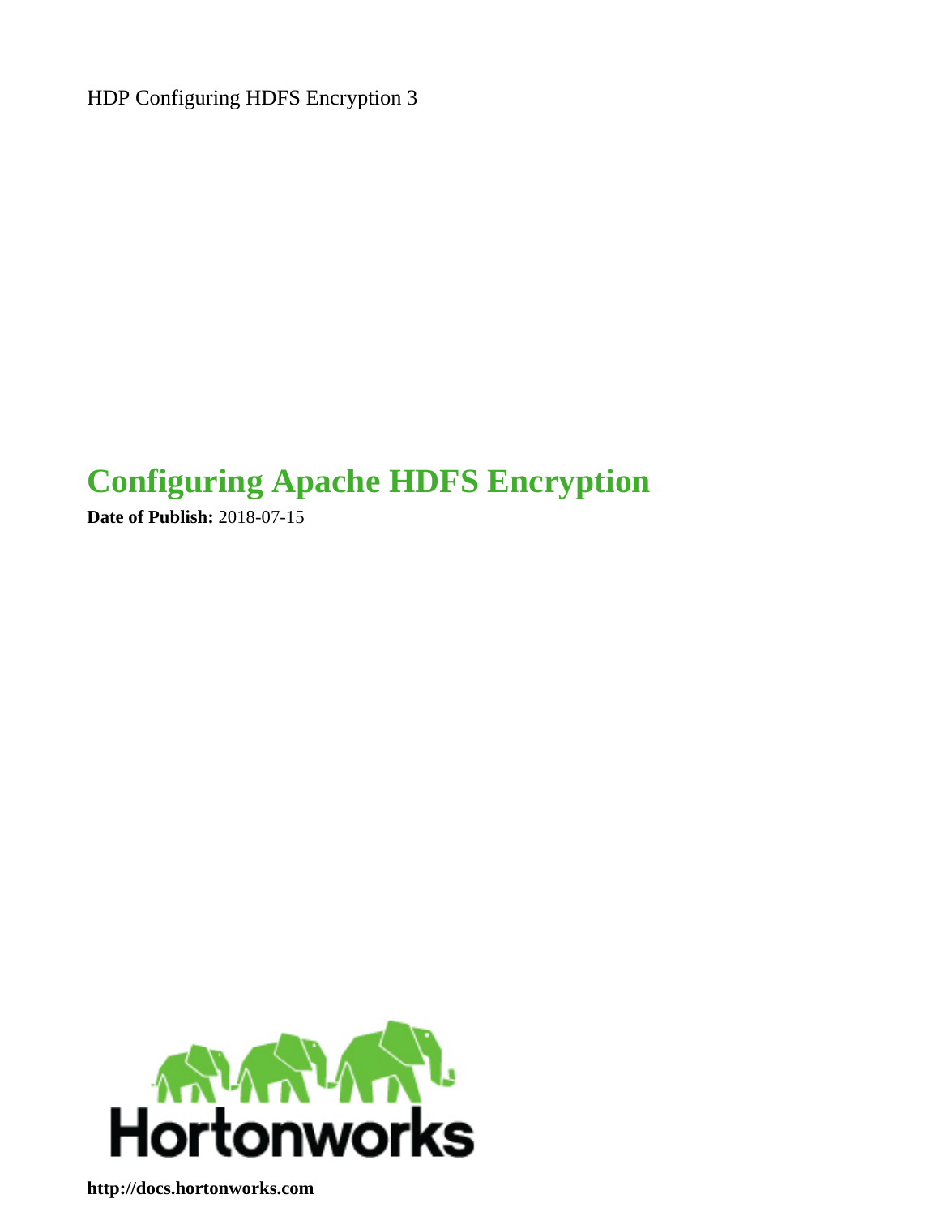HDP Configuring HDFS Encryption 3

# Configuring Apache HDFS Encryption

**Date of Publish:** 2018-07-15

**http://docs.hortonworks.com**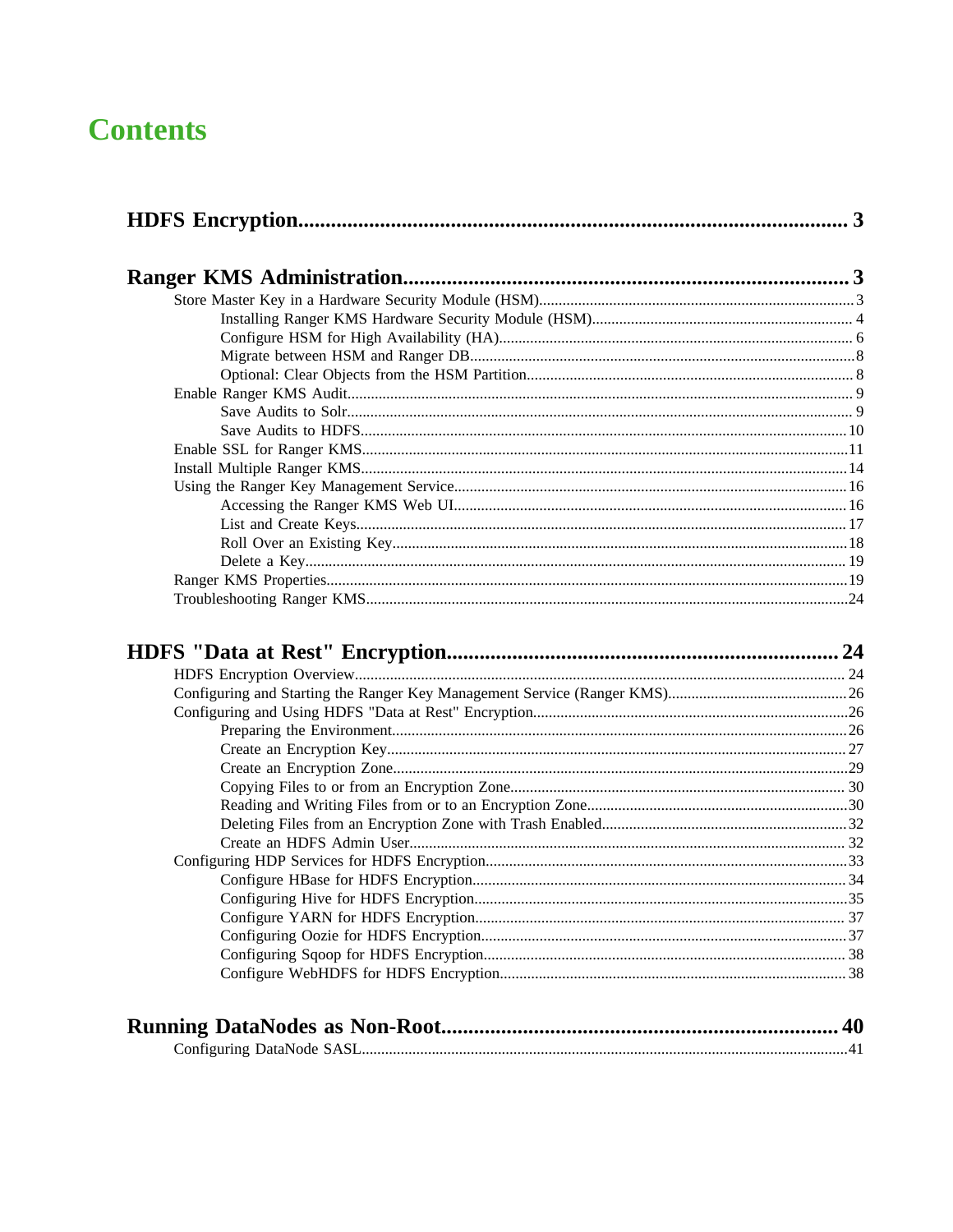# Contents

**HDFS Encryption....................................................................................................3**

**Ranger KMS Administration....................................................................................3**

- Store Master Key in a Hardware Security Module (HSM)....................................................3
  - Installing Ranger KMS Hardware Security Module (HSM)....................................................4
  - Configure HSM for High Availability (HA)....................................................6
  - Migrate between HSM and Ranger DB....................................................8
  - Optional: Clear Objects from the HSM Partition....................................................8
- Enable Ranger KMS Audit....................................................9
  - Save Audits to Solr....................................................9
  - Save Audits to HDFS....................................................10
- Enable SSL for Ranger KMS....................................................11
- Install Multiple Ranger KMS....................................................14
- Using the Ranger Key Management Service....................................................16
  - Accessing the Ranger KMS Web UI....................................................16
  - List and Create Keys....................................................17
  - Roll Over an Existing Key....................................................18
  - Delete a Key....................................................19
- Ranger KMS Properties....................................................19
- Troubleshooting Ranger KMS....................................................24

**HDFS "Data at Rest" Encryption....................................................................................24**

- HDFS Encryption Overview....................................................24
- Configuring and Starting the Ranger Key Management Service (Ranger KMS)....................................................26
- Configuring and Using HDFS "Data at Rest" Encryption....................................................26
  - Preparing the Environment....................................................26
  - Create an Encryption Key....................................................27
  - Create an Encryption Zone....................................................29
  - Copying Files to or from an Encryption Zone....................................................30
  - Reading and Writing Files from or to an Encryption Zone....................................................30
  - Deleting Files from an Encryption Zone with Trash Enabled....................................................32
  - Create an HDFS Admin User....................................................32
- Configuring HDP Services for HDFS Encryption....................................................33
  - Configure HBase for HDFS Encryption....................................................34
  - Configuring Hive for HDFS Encryption....................................................35
  - Configure YARN for HDFS Encryption....................................................37
  - Configuring Oozie for HDFS Encryption....................................................37
  - Configuring Sqoop for HDFS Encryption....................................................38
  - Configure WebHDFS for HDFS Encryption....................................................38

**Running DataNodes as Non-Root....................................................................................40**

- Configuring DataNode SASL....................................................41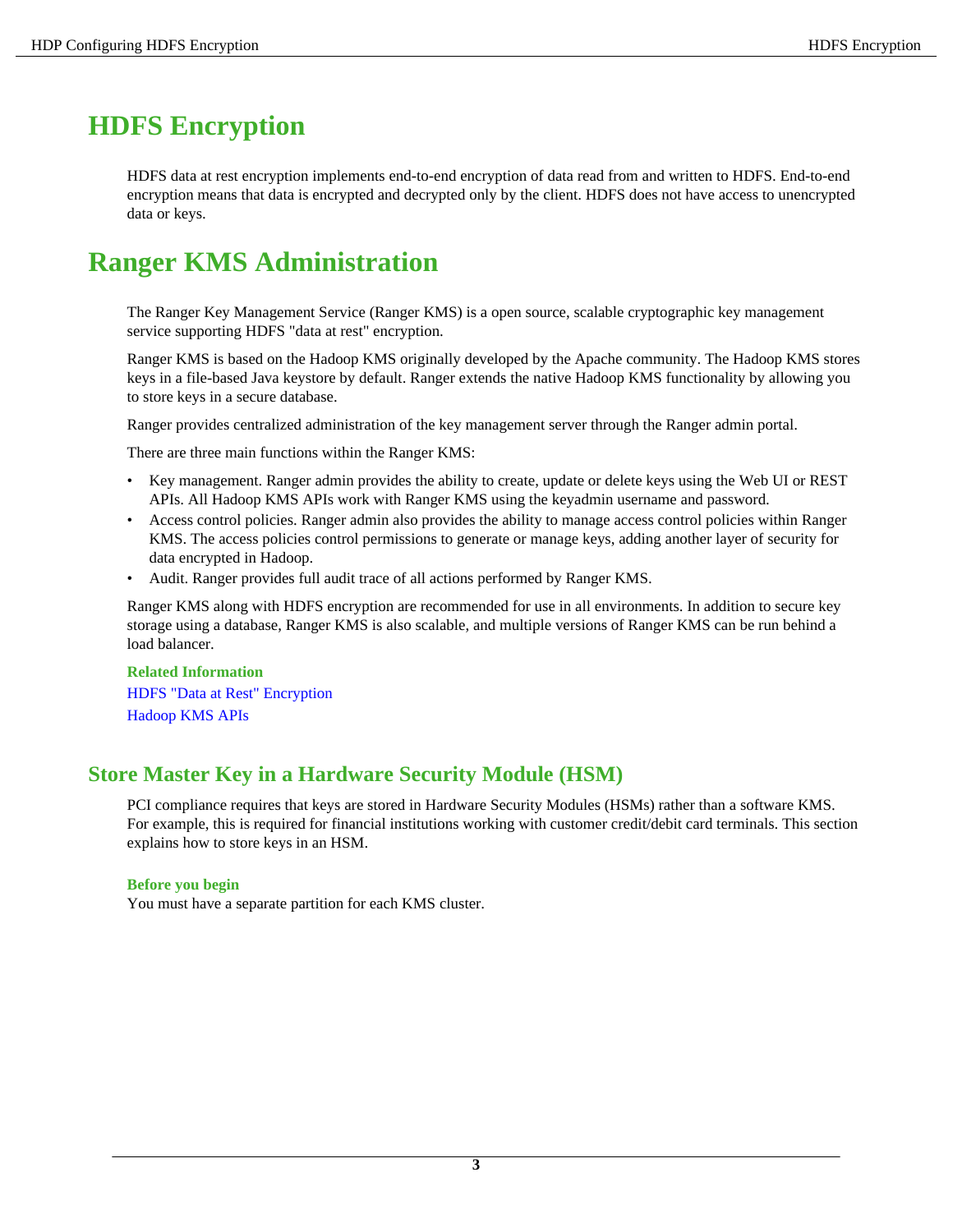# HDFS Encryption

HDFS data at rest encryption implements end-to-end encryption of data read from and written to HDFS. End-to-end encryption means that data is encrypted and decrypted only by the client. HDFS does not have access to unencrypted data or keys.

# Ranger KMS Administration

The Ranger Key Management Service (Ranger KMS) is a open source, scalable cryptographic key management service supporting HDFS "data at rest" encryption.

Ranger KMS is based on the Hadoop KMS originally developed by the Apache community. The Hadoop KMS stores keys in a file-based Java keystore by default. Ranger extends the native Hadoop KMS functionality by allowing you to store keys in a secure database.

Ranger provides centralized administration of the key management server through the Ranger admin portal.

There are three main functions within the Ranger KMS:

- Key management. Ranger admin provides the ability to create, update or delete keys using the Web UI or REST APIs. All Hadoop KMS APIs work with Ranger KMS using the keyadmin username and password.
- Access control policies. Ranger admin also provides the ability to manage access control policies within Ranger KMS. The access policies control permissions to generate or manage keys, adding another layer of security for data encrypted in Hadoop.
- Audit. Ranger provides full audit trace of all actions performed by Ranger KMS.

Ranger KMS along with HDFS encryption are recommended for use in all environments. In addition to secure key storage using a database, Ranger KMS is also scalable, and multiple versions of Ranger KMS can be run behind a load balancer.

**Related Information**

HDFS "Data at Rest" Encryption

Hadoop KMS APIs

## Store Master Key in a Hardware Security Module (HSM)

PCI compliance requires that keys are stored in Hardware Security Modules (HSMs) rather than a software KMS. For example, this is required for financial institutions working with customer credit/debit card terminals. This section explains how to store keys in an HSM.

**Before you begin**

You must have a separate partition for each KMS cluster.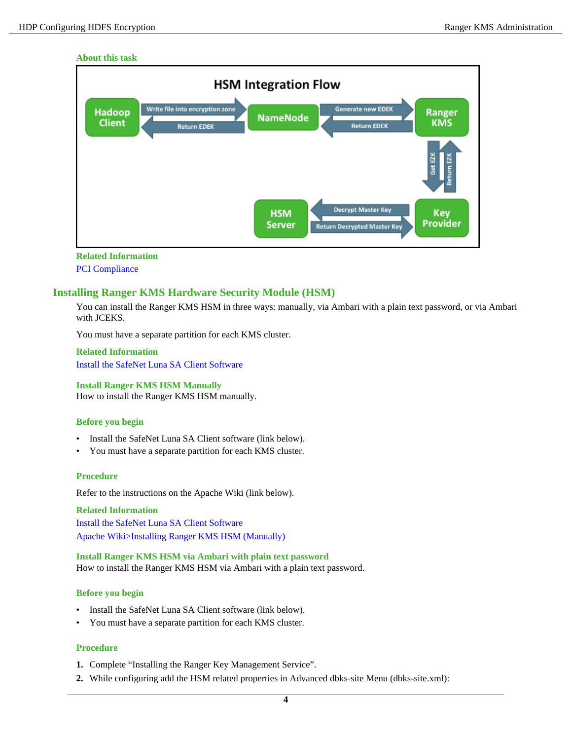#### About this task

#### Related Information

PCI Compliance

## Installing Ranger KMS Hardware Security Module (HSM)

You can install the Ranger KMS HSM in three ways: manually, via Ambari with a plain text password, or via Ambari with JCEKS.

You must have a separate partition for each KMS cluster.

#### Related Information

Install the SafeNet Luna SA Client Software

### Install Ranger KMS HSM Manually

How to install the Ranger KMS HSM manually.

#### Before you begin

- Install the SafeNet Luna SA Client software (link below).
- You must have a separate partition for each KMS cluster.

#### Procedure

Refer to the instructions on the Apache Wiki (link below).

#### Related Information

Install the SafeNet Luna SA Client Software

Apache Wiki>Installing Ranger KMS HSM (Manually)

### Install Ranger KMS HSM via Ambari with plain text password

How to install the Ranger KMS HSM via Ambari with a plain text password.

#### Before you begin

- Install the SafeNet Luna SA Client software (link below).
- You must have a separate partition for each KMS cluster.

#### Procedure

1. Complete "Installing the Ranger Key Management Service".
2. While configuring add the HSM related properties in Advanced dbks-site Menu (dbks-site.xml):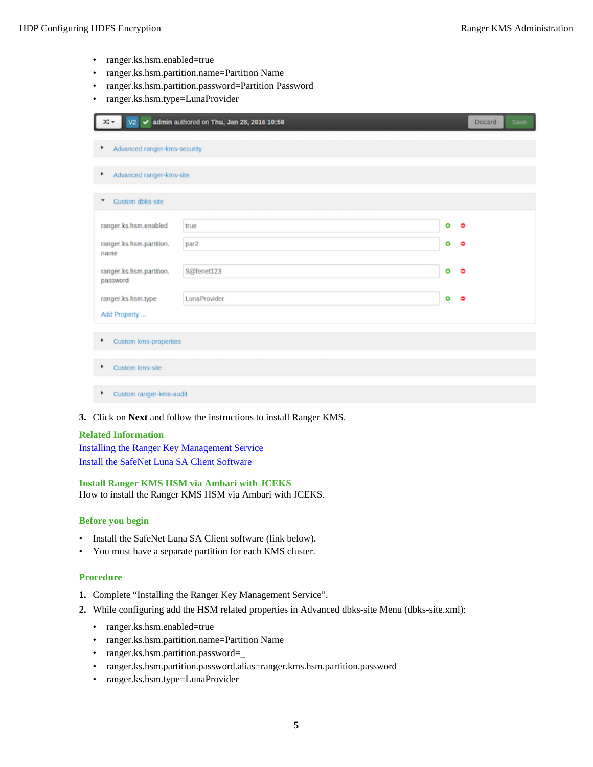- ranger.ks.hsm.enabled=true
- ranger.ks.hsm.partition.name=Partition Name
- ranger.ks.hsm.partition.password=Partition Password
- ranger.ks.hsm.type=LunaProvider

3. Click on **Next** and follow the instructions to install Ranger KMS.

### Related Information

Installing the Ranger Key Management Service

Install the SafeNet Luna SA Client Software

## Install Ranger KMS HSM via Ambari with JCEKS

How to install the Ranger KMS HSM via Ambari with JCEKS.

### Before you begin

- Install the SafeNet Luna SA Client software (link below).
- You must have a separate partition for each KMS cluster.

### Procedure

1. Complete "Installing the Ranger Key Management Service".
2. While configuring add the HSM related properties in Advanced dbks-site Menu (dbks-site.xml):
   - ranger.ks.hsm.enabled=true
   - ranger.ks.hsm.partition.name=Partition Name
   - ranger.ks.hsm.partition.password=_
   - ranger.ks.hsm.partition.password.alias=ranger.kms.hsm.partition.password
   - ranger.ks.hsm.type=LunaProvider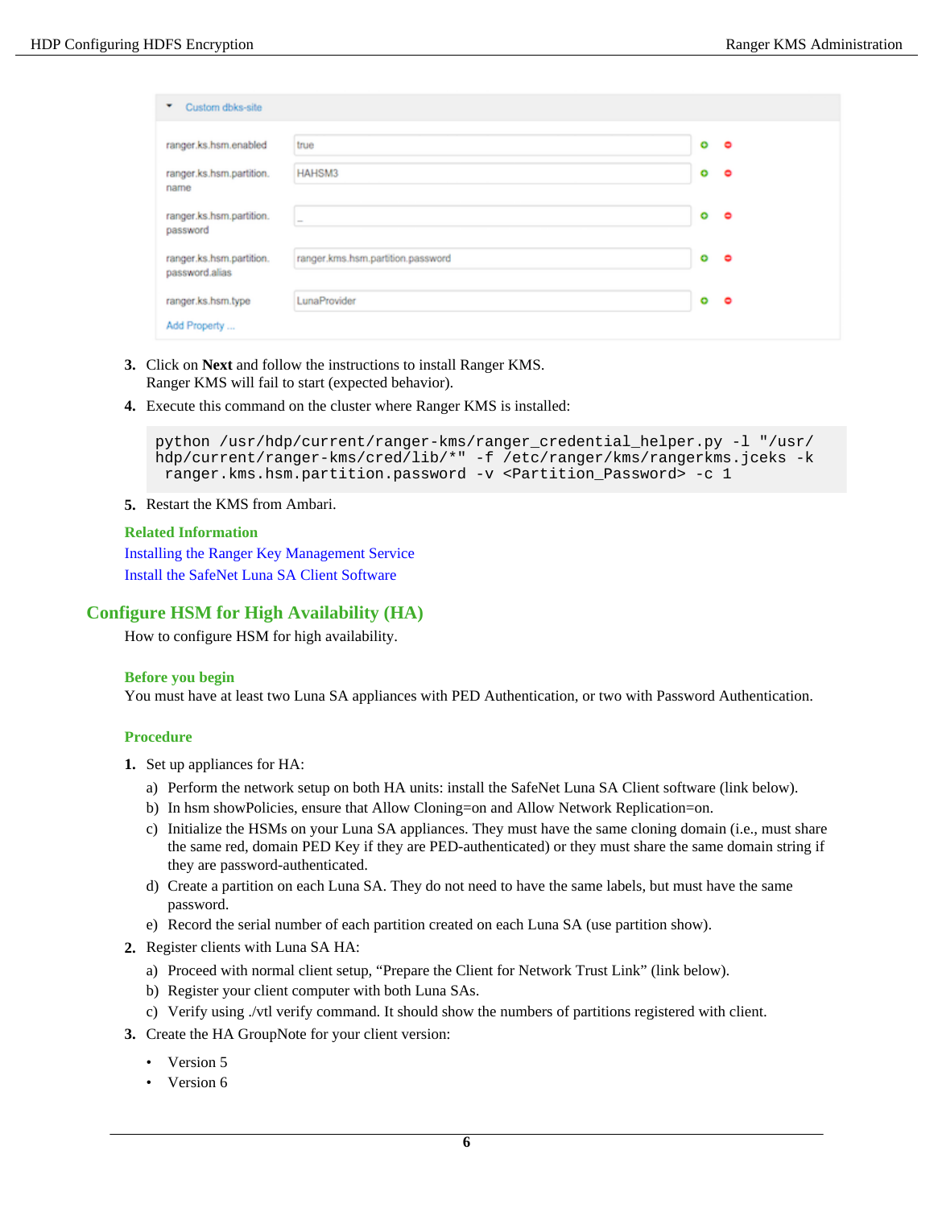Custom dbks-site

| Property | Value |
| --- | --- |
| ranger.ks.hsm.enabled | true |
| ranger.ks.hsm.partition.name | HAHSM3 |
| ranger.ks.hsm.partition.password | _ |
| ranger.ks.hsm.partition.password.alias | ranger.kms.hsm.partition.password |
| ranger.ks.hsm.type | LunaProvider |

Add Property ...

3. Click on **Next** and follow the instructions to install Ranger KMS.
   Ranger KMS will fail to start (expected behavior).
4. Execute this command on the cluster where Ranger KMS is installed:

```
python /usr/hdp/current/ranger-kms/ranger_credential_helper.py -l "/usr/
hdp/current/ranger-kms/cred/lib/*" -f /etc/ranger/kms/rangerkms.jceks -k
 ranger.kms.hsm.partition.password -v <Partition_Password> -c 1
```

5. Restart the KMS from Ambari.

**Related Information**

Installing the Ranger Key Management Service

Install the SafeNet Luna SA Client Software

## Configure HSM for High Availability (HA)

How to configure HSM for high availability.

### Before you begin

You must have at least two Luna SA appliances with PED Authentication, or two with Password Authentication.

### Procedure

1. Set up appliances for HA:
   a) Perform the network setup on both HA units: install the SafeNet Luna SA Client software (link below).
   b) In hsm showPolicies, ensure that Allow Cloning=on and Allow Network Replication=on.
   c) Initialize the HSMs on your Luna SA appliances. They must have the same cloning domain (i.e., must share the same red, domain PED Key if they are PED-authenticated) or they must share the same domain string if they are password-authenticated.
   d) Create a partition on each Luna SA. They do not need to have the same labels, but must have the same password.
   e) Record the serial number of each partition created on each Luna SA (use partition show).
2. Register clients with Luna SA HA:
   a) Proceed with normal client setup, “Prepare the Client for Network Trust Link” (link below).
   b) Register your client computer with both Luna SAs.
   c) Verify using ./vtl verify command. It should show the numbers of partitions registered with client.
3. Create the HA GroupNote for your client version:
   - Version 5
   - Version 6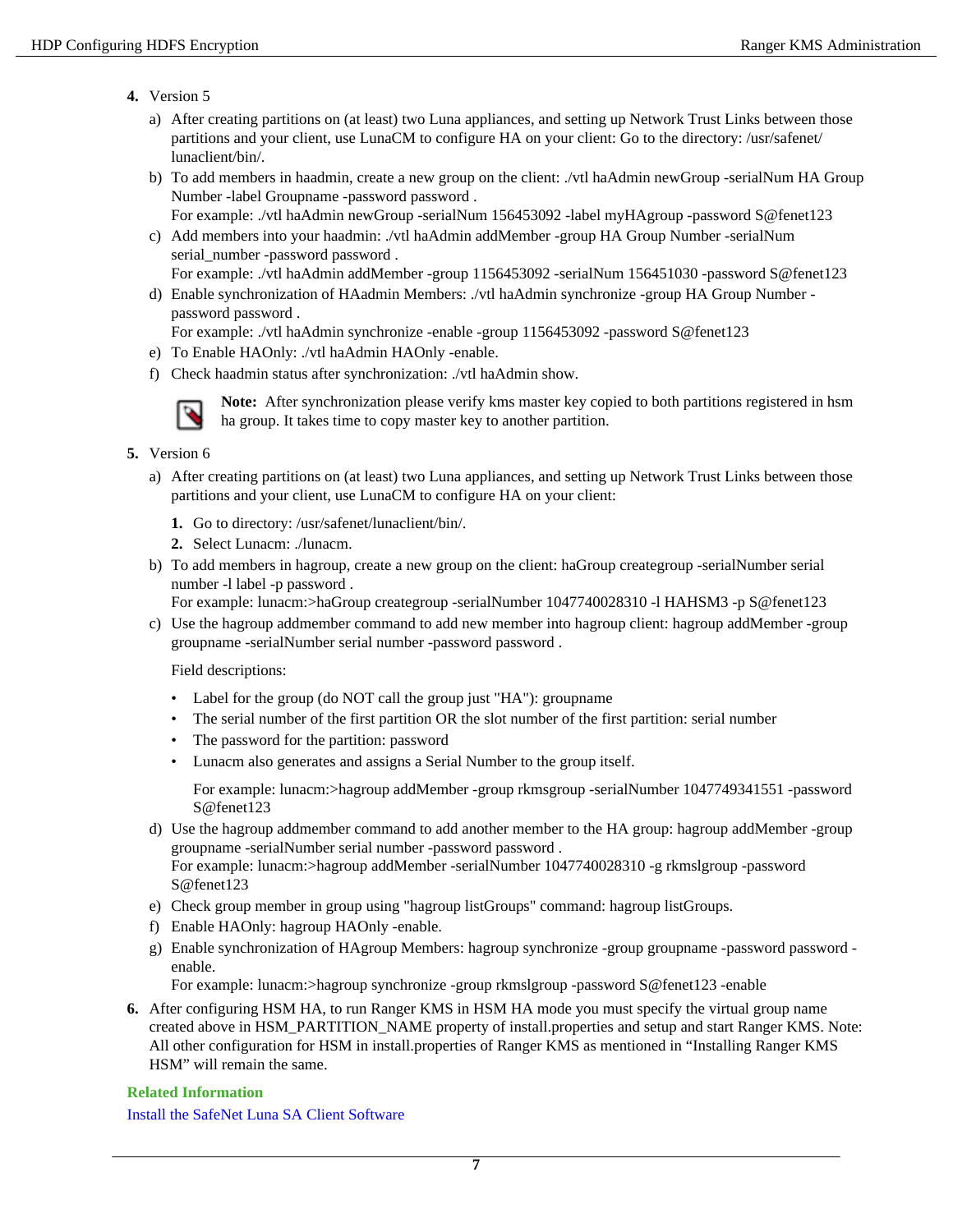4. Version 5

   a) After creating partitions on (at least) two Luna appliances, and setting up Network Trust Links between those partitions and your client, use LunaCM to configure HA on your client: Go to the directory: /usr/safenet/lunaclient/bin/.

   b) To add members in haadmin, create a new group on the client: ./vtl haAdmin newGroup -serialNum HA Group Number -label Groupname -password password .
   For example: ./vtl haAdmin newGroup -serialNum 156453092 -label myHAgroup -password S@fenet123

   c) Add members into your haadmin: ./vtl haAdmin addMember -group HA Group Number -serialNum serial_number -password password .
   For example: ./vtl haAdmin addMember -group 1156453092 -serialNum 156451030 -password S@fenet123

   d) Enable synchronization of HAadmin Members: ./vtl haAdmin synchronize -group HA Group Number -password password .
   For example: ./vtl haAdmin synchronize -enable -group 1156453092 -password S@fenet123

   e) To Enable HAOnly: ./vtl haAdmin HAOnly -enable.

   f) Check haadmin status after synchronization: ./vtl haAdmin show.

   **Note:** After synchronization please verify kms master key copied to both partitions registered in hsm ha group. It takes time to copy master key to another partition.

5. Version 6

   a) After creating partitions on (at least) two Luna appliances, and setting up Network Trust Links between those partitions and your client, use LunaCM to configure HA on your client:

      1. Go to directory: /usr/safenet/lunaclient/bin/.
      2. Select Lunacm: ./lunacm.

   b) To add members in hagroup, create a new group on the client: haGroup creategroup -serialNumber serial number -l label -p password .
   For example: lunacm:>haGroup creategroup -serialNumber 1047740028310 -l HAHSM3 -p S@fenet123

   c) Use the hagroup addmember command to add new member into hagroup client: hagroup addMember -group groupname -serialNumber serial number -password password .

      Field descriptions:

      - Label for the group (do NOT call the group just "HA"): groupname
      - The serial number of the first partition OR the slot number of the first partition: serial number
      - The password for the partition: password
      - Lunacm also generates and assigns a Serial Number to the group itself.

        For example: lunacm:>hagroup addMember -group rkmsgroup -serialNumber 1047749341551 -password S@fenet123

   d) Use the hagroup addmember command to add another member to the HA group: hagroup addMember -group groupname -serialNumber serial number -password password .
   For example: lunacm:>hagroup addMember -serialNumber 1047740028310 -g rkmslgroup -password S@fenet123

   e) Check group member in group using "hagroup listGroups" command: hagroup listGroups.

   f) Enable HAOnly: hagroup HAOnly -enable.

   g) Enable synchronization of HAgroup Members: hagroup synchronize -group groupname -password password -enable.
   For example: lunacm:>hagroup synchronize -group rkmslgroup -password S@fenet123 -enable

6. After configuring HSM HA, to run Ranger KMS in HSM HA mode you must specify the virtual group name created above in HSM_PARTITION_NAME property of install.properties and setup and start Ranger KMS. Note: All other configuration for HSM in install.properties of Ranger KMS as mentioned in "Installing Ranger KMS HSM" will remain the same.

**Related Information**

Install the SafeNet Luna SA Client Software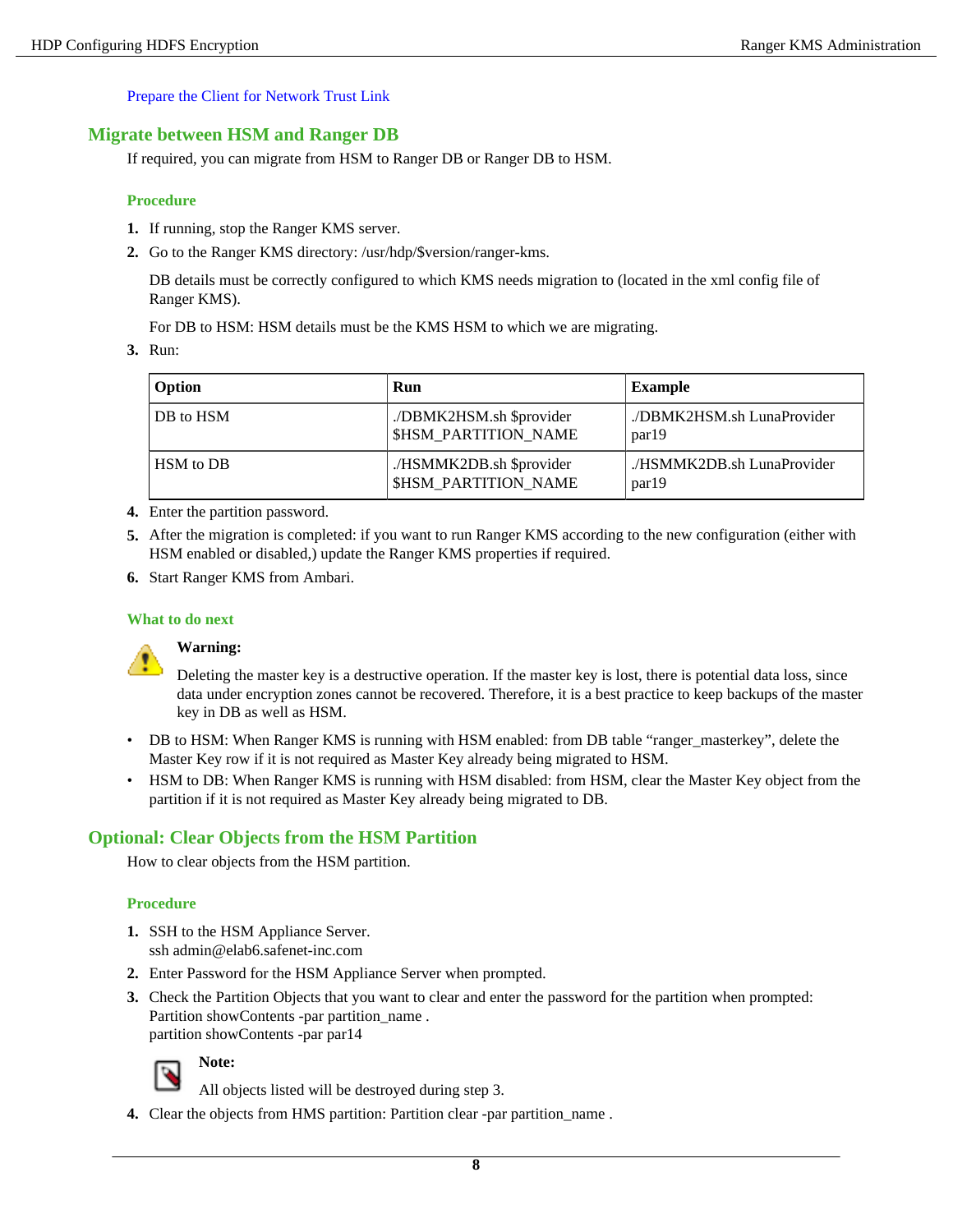Prepare the Client for Network Trust Link

## Migrate between HSM and Ranger DB

If required, you can migrate from HSM to Ranger DB or Ranger DB to HSM.

### Procedure

1. If running, stop the Ranger KMS server.
2. Go to the Ranger KMS directory: /usr/hdp/$version/ranger-kms.

   DB details must be correctly configured to which KMS needs migration to (located in the xml config file of Ranger KMS).

   For DB to HSM: HSM details must be the KMS HSM to which we are migrating.
3. Run:

| Option | Run | Example |
| --- | --- | --- |
| DB to HSM | ./DBMK2HSM.sh $provider $HSM_PARTITION_NAME | ./DBMK2HSM.sh LunaProvider par19 |
| HSM to DB | ./HSMMK2DB.sh $provider $HSM_PARTITION_NAME | ./HSMMK2DB.sh LunaProvider par19 |

4. Enter the partition password.
5. After the migration is completed: if you want to run Ranger KMS according to the new configuration (either with HSM enabled or disabled,) update the Ranger KMS properties if required.
6. Start Ranger KMS from Ambari.

### What to do next

**Warning:**

Deleting the master key is a destructive operation. If the master key is lost, there is potential data loss, since data under encryption zones cannot be recovered. Therefore, it is a best practice to keep backups of the master key in DB as well as HSM.

- DB to HSM: When Ranger KMS is running with HSM enabled: from DB table "ranger_masterkey", delete the Master Key row if it is not required as Master Key already being migrated to HSM.
- HSM to DB: When Ranger KMS is running with HSM disabled: from HSM, clear the Master Key object from the partition if it is not required as Master Key already being migrated to DB.

## Optional: Clear Objects from the HSM Partition

How to clear objects from the HSM partition.

### Procedure

1. SSH to the HSM Appliance Server.
   ssh admin@elab6.safenet-inc.com
2. Enter Password for the HSM Appliance Server when prompted.
3. Check the Partition Objects that you want to clear and enter the password for the partition when prompted:
   Partition showContents -par partition_name .
   partition showContents -par par14

   **Note:**

   All objects listed will be destroyed during step 3.
4. Clear the objects from HMS partition: Partition clear -par partition_name .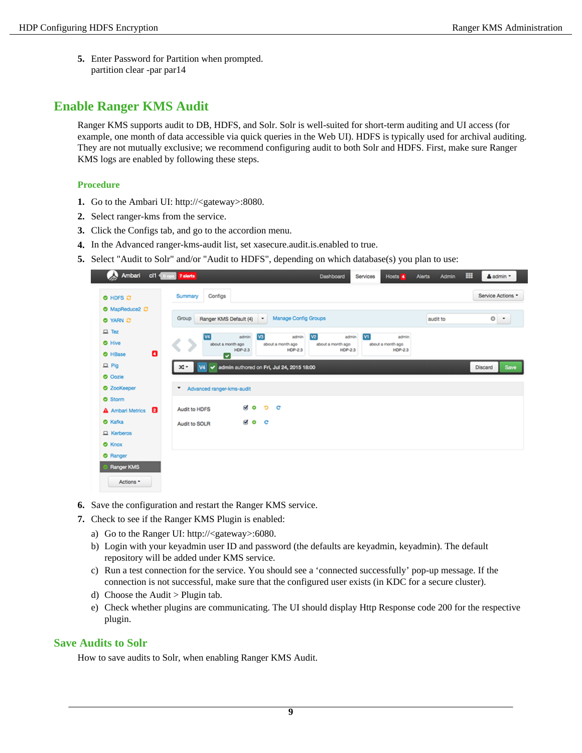5. Enter Password for Partition when prompted.
   partition clear -par par14

## Enable Ranger KMS Audit

Ranger KMS supports audit to DB, HDFS, and Solr. Solr is well-suited for short-term auditing and UI access (for example, one month of data accessible via quick queries in the Web UI). HDFS is typically used for archival auditing. They are not mutually exclusive; we recommend configuring audit to both Solr and HDFS. First, make sure Ranger KMS logs are enabled by following these steps.

### Procedure

1. Go to the Ambari UI: http://<gateway>:8080.
2. Select ranger-kms from the service.
3. Click the Configs tab, and go to the accordion menu.
4. In the Advanced ranger-kms-audit list, set xasecure.audit.is.enabled to true.
5. Select "Audit to Solr" and/or "Audit to HDFS", depending on which database(s) you plan to use:
6. Save the configuration and restart the Ranger KMS service.
7. Check to see if the Ranger KMS Plugin is enabled:
   a) Go to the Ranger UI: http://<gateway>:6080.
   b) Login with your keyadmin user ID and password (the defaults are keyadmin, keyadmin). The default repository will be added under KMS service.
   c) Run a test connection for the service. You should see a 'connected successfully' pop-up message. If the connection is not successful, make sure that the configured user exists (in KDC for a secure cluster).
   d) Choose the Audit > Plugin tab.
   e) Check whether plugins are communicating. The UI should display Http Response code 200 for the respective plugin.

## Save Audits to Solr

How to save audits to Solr, when enabling Ranger KMS Audit.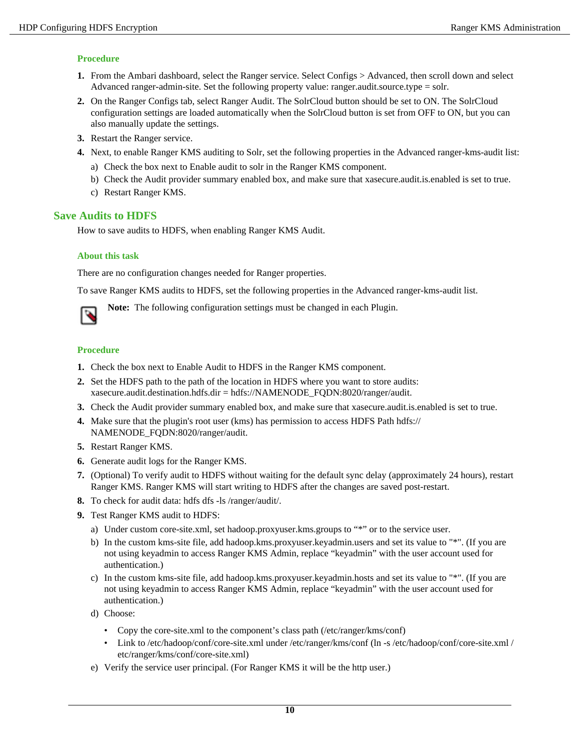### Procedure

1. From the Ambari dashboard, select the Ranger service. Select Configs > Advanced, then scroll down and select Advanced ranger-admin-site. Set the following property value: ranger.audit.source.type = solr.
2. On the Ranger Configs tab, select Ranger Audit. The SolrCloud button should be set to ON. The SolrCloud configuration settings are loaded automatically when the SolrCloud button is set from OFF to ON, but you can also manually update the settings.
3. Restart the Ranger service.
4. Next, to enable Ranger KMS auditing to Solr, set the following properties in the Advanced ranger-kms-audit list:
   a) Check the box next to Enable audit to solr in the Ranger KMS component.
   b) Check the Audit provider summary enabled box, and make sure that xasecure.audit.is.enabled is set to true.
   c) Restart Ranger KMS.

## Save Audits to HDFS

How to save audits to HDFS, when enabling Ranger KMS Audit.

### About this task

There are no configuration changes needed for Ranger properties.

To save Ranger KMS audits to HDFS, set the following properties in the Advanced ranger-kms-audit list.

**Note:** The following configuration settings must be changed in each Plugin.

### Procedure

1. Check the box next to Enable Audit to HDFS in the Ranger KMS component.
2. Set the HDFS path to the path of the location in HDFS where you want to store audits: xasecure.audit.destination.hdfs.dir = hdfs://NAMENODE_FQDN:8020/ranger/audit.
3. Check the Audit provider summary enabled box, and make sure that xasecure.audit.is.enabled is set to true.
4. Make sure that the plugin's root user (kms) has permission to access HDFS Path hdfs://NAMENODE_FQDN:8020/ranger/audit.
5. Restart Ranger KMS.
6. Generate audit logs for the Ranger KMS.
7. (Optional) To verify audit to HDFS without waiting for the default sync delay (approximately 24 hours), restart Ranger KMS. Ranger KMS will start writing to HDFS after the changes are saved post-restart.
8. To check for audit data: hdfs dfs -ls /ranger/audit/.
9. Test Ranger KMS audit to HDFS:
   a) Under custom core-site.xml, set hadoop.proxyuser.kms.groups to “*” or to the service user.
   b) In the custom kms-site file, add hadoop.kms.proxyuser.keyadmin.users and set its value to "*". (If you are not using keyadmin to access Ranger KMS Admin, replace “keyadmin” with the user account used for authentication.)
   c) In the custom kms-site file, add hadoop.kms.proxyuser.keyadmin.hosts and set its value to "*". (If you are not using keyadmin to access Ranger KMS Admin, replace “keyadmin” with the user account used for authentication.)
   d) Choose:
      - Copy the core-site.xml to the component’s class path (/etc/ranger/kms/conf)
      - Link to /etc/hadoop/conf/core-site.xml under /etc/ranger/kms/conf (ln -s /etc/hadoop/conf/core-site.xml /etc/ranger/kms/conf/core-site.xml)
   e) Verify the service user principal. (For Ranger KMS it will be the http user.)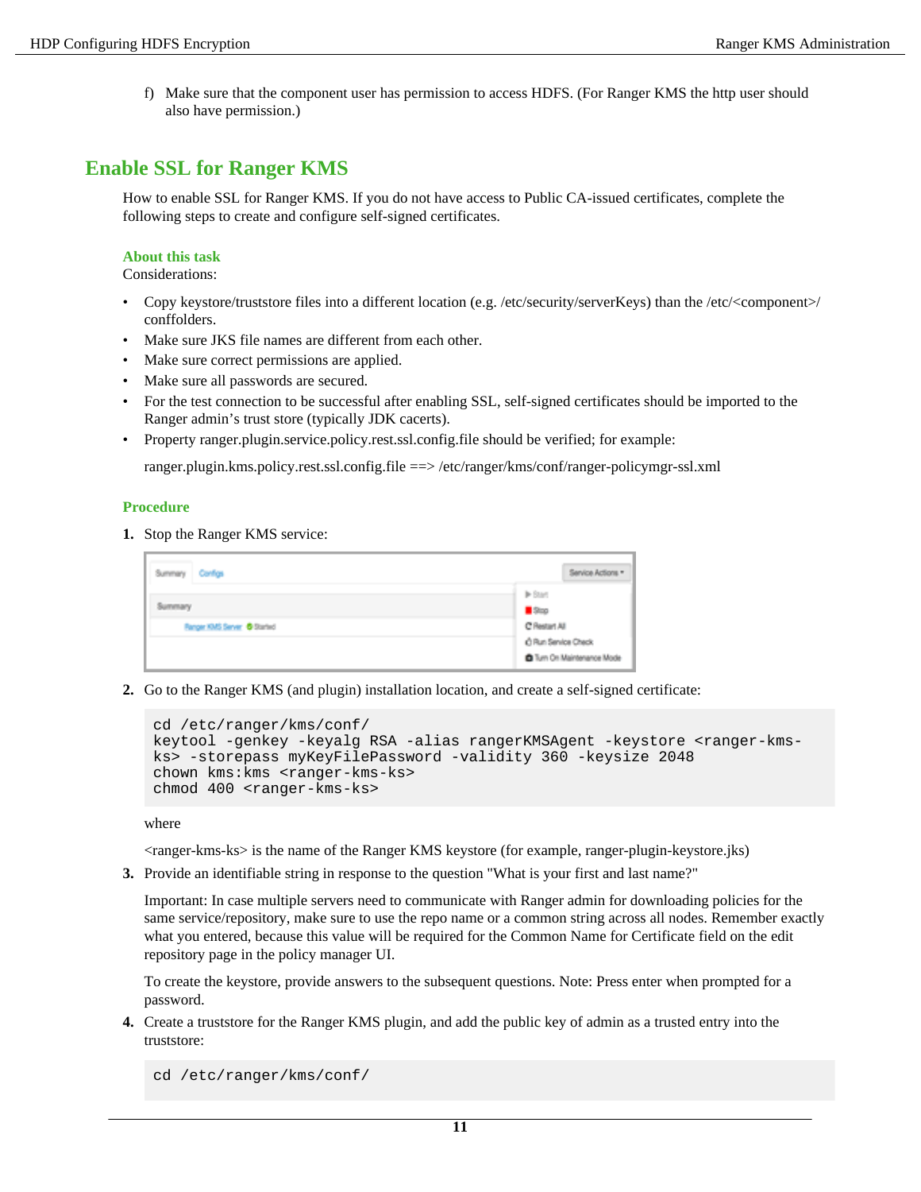f) Make sure that the component user has permission to access HDFS. (For Ranger KMS the http user should also have permission.)

## Enable SSL for Ranger KMS

How to enable SSL for Ranger KMS. If you do not have access to Public CA-issued certificates, complete the following steps to create and configure self-signed certificates.

### About this task

Considerations:

- Copy keystore/truststore files into a different location (e.g. /etc/security/serverKeys) than the /etc/<component>/conffolders.
- Make sure JKS file names are different from each other.
- Make sure correct permissions are applied.
- Make sure all passwords are secured.
- For the test connection to be successful after enabling SSL, self-signed certificates should be imported to the Ranger admin's trust store (typically JDK cacerts).
- Property ranger.plugin.service.policy.rest.ssl.config.file should be verified; for example:

  ranger.plugin.kms.policy.rest.ssl.config.file ==> /etc/ranger/kms/conf/ranger-policymgr-ssl.xml

### Procedure

1. Stop the Ranger KMS service:

2. Go to the Ranger KMS (and plugin) installation location, and create a self-signed certificate:

```
cd /etc/ranger/kms/conf/
keytool -genkey -keyalg RSA -alias rangerKMSAgent -keystore <ranger-kms-
ks> -storepass myKeyFilePassword -validity 360 -keysize 2048
chown kms:kms <ranger-kms-ks>
chmod 400 <ranger-kms-ks>
```

   where

   <ranger-kms-ks> is the name of the Ranger KMS keystore (for example, ranger-plugin-keystore.jks)

3. Provide an identifiable string in response to the question "What is your first and last name?"

   Important: In case multiple servers need to communicate with Ranger admin for downloading policies for the same service/repository, make sure to use the repo name or a common string across all nodes. Remember exactly what you entered, because this value will be required for the Common Name for Certificate field on the edit repository page in the policy manager UI.

   To create the keystore, provide answers to the subsequent questions. Note: Press enter when prompted for a password.

4. Create a truststore for the Ranger KMS plugin, and add the public key of admin as a trusted entry into the truststore:

```
cd /etc/ranger/kms/conf/
```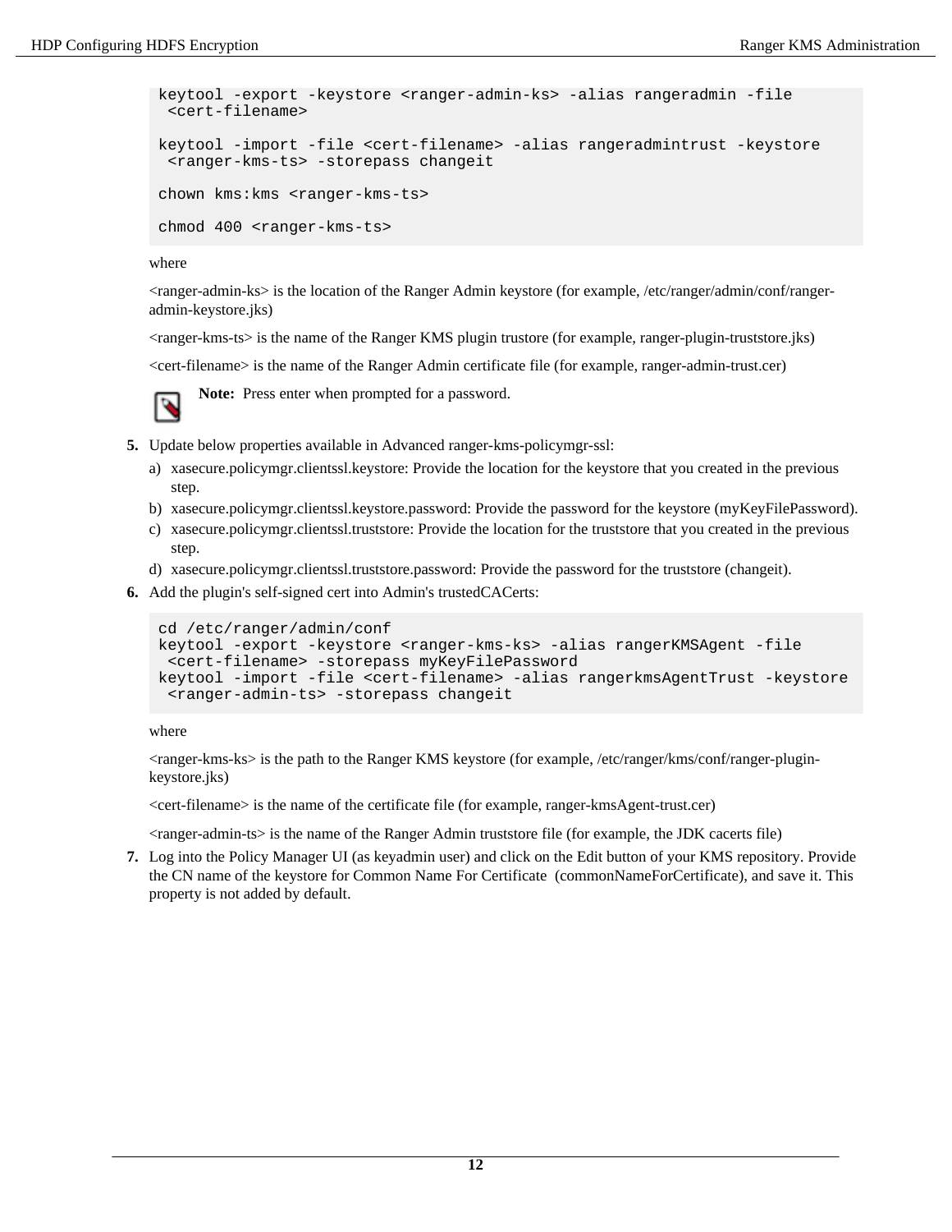```
keytool -export -keystore <ranger-admin-ks> -alias rangeradmin -file
 <cert-filename>

keytool -import -file <cert-filename> -alias rangeradmintrust -keystore
 <ranger-kms-ts> -storepass changeit

chown kms:kms <ranger-kms-ts>

chmod 400 <ranger-kms-ts>
```

where

<ranger-admin-ks> is the location of the Ranger Admin keystore (for example, /etc/ranger/admin/conf/ranger-admin-keystore.jks)

<ranger-kms-ts> is the name of the Ranger KMS plugin trustore (for example, ranger-plugin-truststore.jks)

<cert-filename> is the name of the Ranger Admin certificate file (for example, ranger-admin-trust.cer)

**Note:** Press enter when prompted for a password.

5. Update below properties available in Advanced ranger-kms-policymgr-ssl:
   a) xasecure.policymgr.clientssl.keystore: Provide the location for the keystore that you created in the previous step.
   b) xasecure.policymgr.clientssl.keystore.password: Provide the password for the keystore (myKeyFilePassword).
   c) xasecure.policymgr.clientssl.truststore: Provide the location for the truststore that you created in the previous step.
   d) xasecure.policymgr.clientssl.truststore.password: Provide the password for the truststore (changeit).
6. Add the plugin's self-signed cert into Admin's trustedCACerts:

```
cd /etc/ranger/admin/conf
keytool -export -keystore <ranger-kms-ks> -alias rangerKMSAgent -file
 <cert-filename> -storepass myKeyFilePassword
keytool -import -file <cert-filename> -alias rangerkmsAgentTrust -keystore
 <ranger-admin-ts> -storepass changeit
```

   where

   <ranger-kms-ks> is the path to the Ranger KMS keystore (for example, /etc/ranger/kms/conf/ranger-plugin-keystore.jks)

   <cert-filename> is the name of the certificate file (for example, ranger-kmsAgent-trust.cer)

   <ranger-admin-ts> is the name of the Ranger Admin truststore file (for example, the JDK cacerts file)
7. Log into the Policy Manager UI (as keyadmin user) and click on the Edit button of your KMS repository. Provide the CN name of the keystore for Common Name For Certificate (commonNameForCertificate), and save it. This property is not added by default.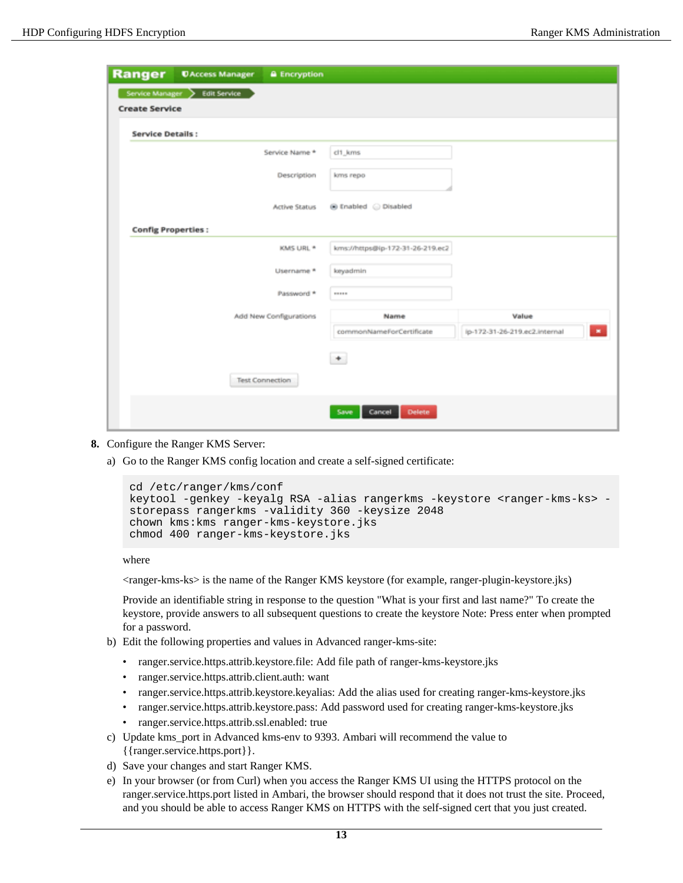8. Configure the Ranger KMS Server:

   a) Go to the Ranger KMS config location and create a self-signed certificate:

   ```
   cd /etc/ranger/kms/conf
   keytool -genkey -keyalg RSA -alias rangerkms -keystore <ranger-kms-ks> -
   storepass rangerkms -validity 360 -keysize 2048
   chown kms:kms ranger-kms-keystore.jks
   chmod 400 ranger-kms-keystore.jks
   ```

   where

   <ranger-kms-ks> is the name of the Ranger KMS keystore (for example, ranger-plugin-keystore.jks)

   Provide an identifiable string in response to the question "What is your first and last name?" To create the keystore, provide answers to all subsequent questions to create the keystore Note: Press enter when prompted for a password.

   b) Edit the following properties and values in Advanced ranger-kms-site:

   - ranger.service.https.attrib.keystore.file: Add file path of ranger-kms-keystore.jks
   - ranger.service.https.attrib.client.auth: want
   - ranger.service.https.attrib.keystore.keyalias: Add the alias used for creating ranger-kms-keystore.jks
   - ranger.service.https.attrib.keystore.pass: Add password used for creating ranger-kms-keystore.jks
   - ranger.service.https.attrib.ssl.enabled: true

   c) Update kms_port in Advanced kms-env to 9393. Ambari will recommend the value to {{ranger.service.https.port}}.

   d) Save your changes and start Ranger KMS.

   e) In your browser (or from Curl) when you access the Ranger KMS UI using the HTTPS protocol on the ranger.service.https.port listed in Ambari, the browser should respond that it does not trust the site. Proceed, and you should be able to access Ranger KMS on HTTPS with the self-signed cert that you just created.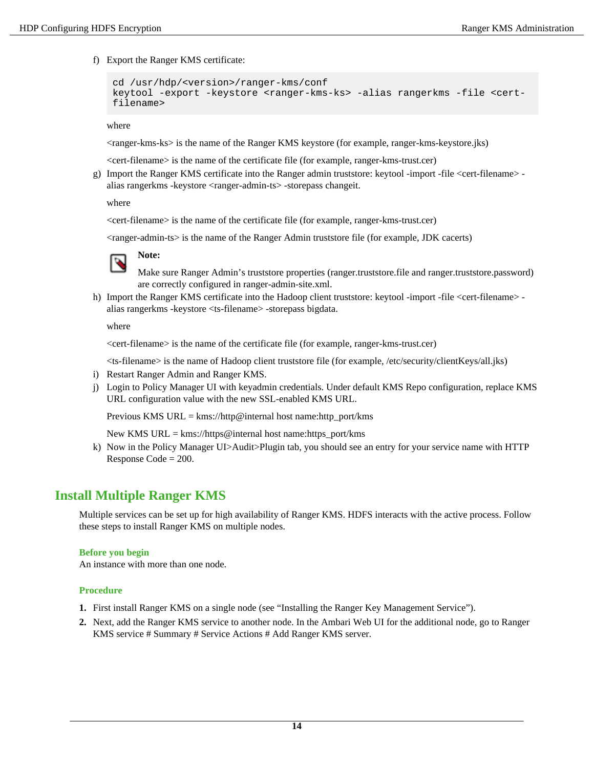f) Export the Ranger KMS certificate:

```
cd /usr/hdp/<version>/ranger-kms/conf
keytool -export -keystore <ranger-kms-ks> -alias rangerkms -file <cert-
filename>
```

where

<ranger-kms-ks> is the name of the Ranger KMS keystore (for example, ranger-kms-keystore.jks)

<cert-filename> is the name of the certificate file (for example, ranger-kms-trust.cer)

g) Import the Ranger KMS certificate into the Ranger admin truststore: keytool -import -file <cert-filename> -alias rangerkms -keystore <ranger-admin-ts> -storepass changeit.

where

<cert-filename> is the name of the certificate file (for example, ranger-kms-trust.cer)

<ranger-admin-ts> is the name of the Ranger Admin truststore file (for example, JDK cacerts)

**Note:**

Make sure Ranger Admin's truststore properties (ranger.truststore.file and ranger.truststore.password) are correctly configured in ranger-admin-site.xml.

h) Import the Ranger KMS certificate into the Hadoop client truststore: keytool -import -file <cert-filename> -alias rangerkms -keystore <ts-filename> -storepass bigdata.

where

<cert-filename> is the name of the certificate file (for example, ranger-kms-trust.cer)

<ts-filename> is the name of Hadoop client truststore file (for example, /etc/security/clientKeys/all.jks)

i) Restart Ranger Admin and Ranger KMS.

j) Login to Policy Manager UI with keyadmin credentials. Under default KMS Repo configuration, replace KMS URL configuration value with the new SSL-enabled KMS URL.

Previous KMS URL = kms://http@internal host name:http_port/kms

New KMS URL = kms://https@internal host name:https_port/kms

k) Now in the Policy Manager UI>Audit>Plugin tab, you should see an entry for your service name with HTTP Response Code = 200.

## Install Multiple Ranger KMS

Multiple services can be set up for high availability of Ranger KMS. HDFS interacts with the active process. Follow these steps to install Ranger KMS on multiple nodes.

### Before you begin

An instance with more than one node.

### Procedure

1. First install Ranger KMS on a single node (see "Installing the Ranger Key Management Service").
2. Next, add the Ranger KMS service to another node. In the Ambari Web UI for the additional node, go to Ranger KMS service # Summary # Service Actions # Add Ranger KMS server.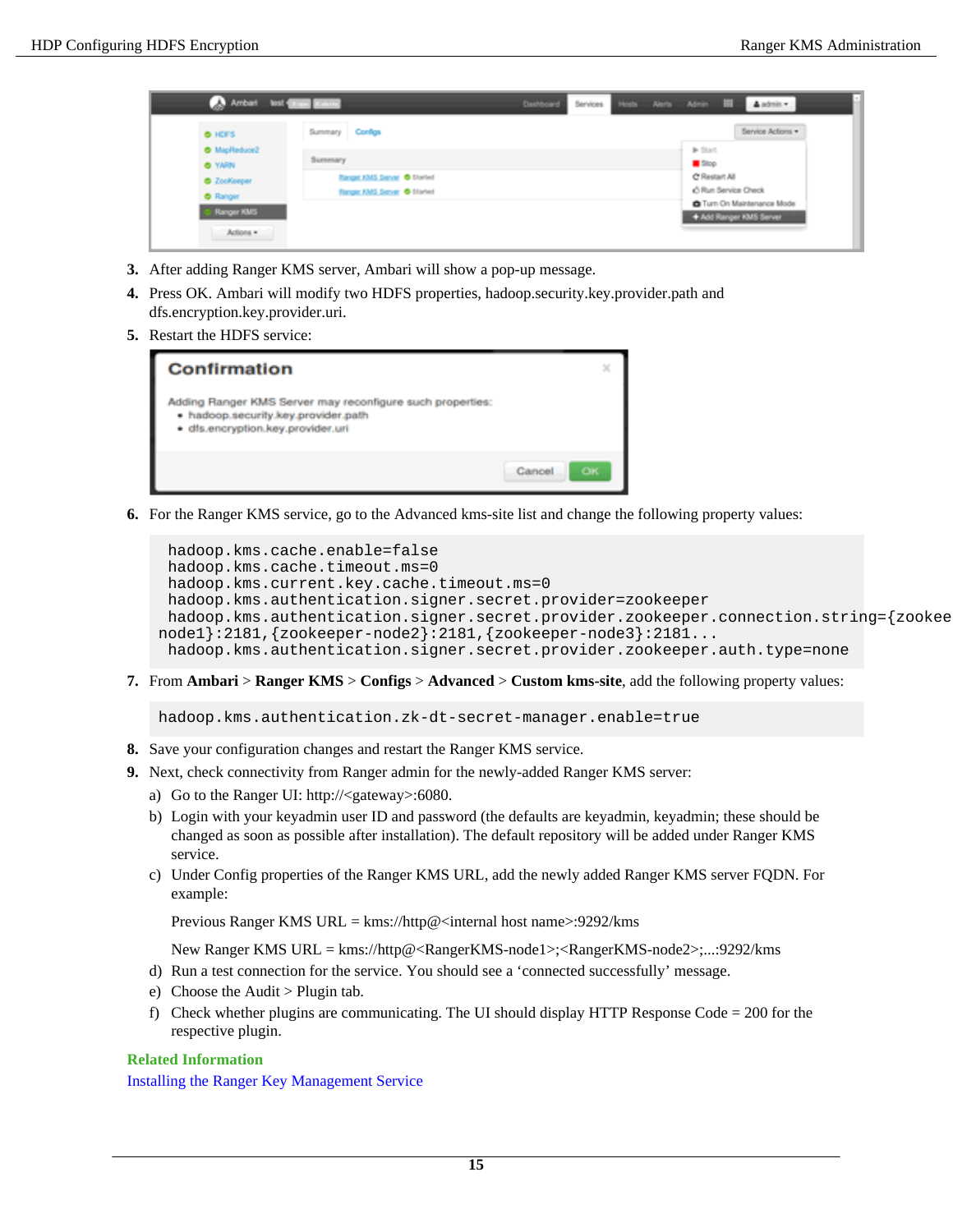3. After adding Ranger KMS server, Ambari will show a pop-up message.
4. Press OK. Ambari will modify two HDFS properties, hadoop.security.key.provider.path and dfs.encryption.key.provider.uri.
5. Restart the HDFS service:
6. For the Ranger KMS service, go to the Advanced kms-site list and change the following property values:

```
 hadoop.kms.cache.enable=false
 hadoop.kms.cache.timeout.ms=0
 hadoop.kms.current.key.cache.timeout.ms=0
 hadoop.kms.authentication.signer.secret.provider=zookeeper
 hadoop.kms.authentication.signer.secret.provider.zookeeper.connection.string={zookee
node1}:2181,{zookeeper-node2}:2181,{zookeeper-node3}:2181...
 hadoop.kms.authentication.signer.secret.provider.zookeeper.auth.type=none
```

7. From **Ambari** > **Ranger KMS** > **Configs** > **Advanced** > **Custom kms-site**, add the following property values:

```
hadoop.kms.authentication.zk-dt-secret-manager.enable=true
```

8. Save your configuration changes and restart the Ranger KMS service.
9. Next, check connectivity from Ranger admin for the newly-added Ranger KMS server:

   a) Go to the Ranger UI: http://<gateway>:6080.

   b) Login with your keyadmin user ID and password (the defaults are keyadmin, keyadmin; these should be changed as soon as possible after installation). The default repository will be added under Ranger KMS service.

   c) Under Config properties of the Ranger KMS URL, add the newly added Ranger KMS server FQDN. For example:

      Previous Ranger KMS URL = kms://http@<internal host name>:9292/kms

      New Ranger KMS URL = kms://http@<RangerKMS-node1>;<RangerKMS-node2>;...:9292/kms

   d) Run a test connection for the service. You should see a 'connected successfully' message.

   e) Choose the Audit > Plugin tab.

   f) Check whether plugins are communicating. The UI should display HTTP Response Code = 200 for the respective plugin.

**Related Information**

Installing the Ranger Key Management Service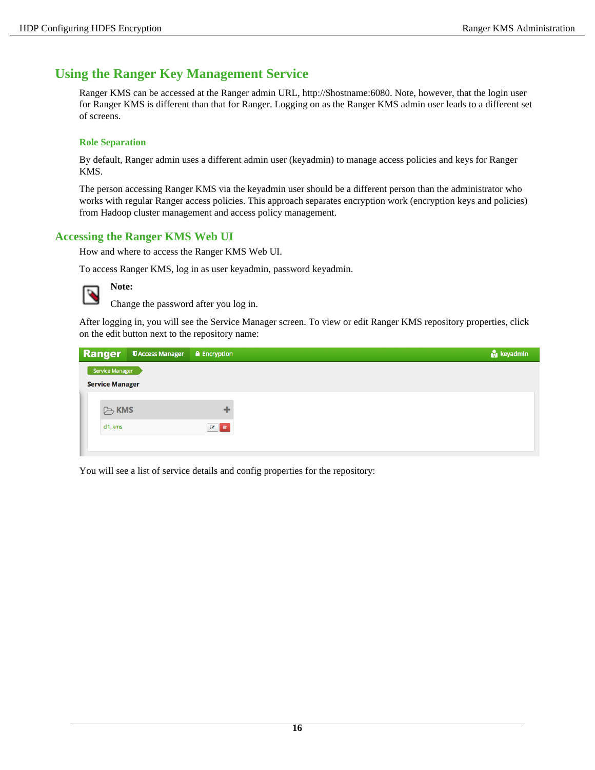## Using the Ranger Key Management Service

Ranger KMS can be accessed at the Ranger admin URL, http://$hostname:6080. Note, however, that the login user for Ranger KMS is different than that for Ranger. Logging on as the Ranger KMS admin user leads to a different set of screens.

### Role Separation

By default, Ranger admin uses a different admin user (keyadmin) to manage access policies and keys for Ranger KMS.

The person accessing Ranger KMS via the keyadmin user should be a different person than the administrator who works with regular Ranger access policies. This approach separates encryption work (encryption keys and policies) from Hadoop cluster management and access policy management.

## Accessing the Ranger KMS Web UI

How and where to access the Ranger KMS Web UI.

To access Ranger KMS, log in as user keyadmin, password keyadmin.

> **Note:**
>
> Change the password after you log in.

After logging in, you will see the Service Manager screen. To view or edit Ranger KMS repository properties, click on the edit button next to the repository name:

You will see a list of service details and config properties for the repository: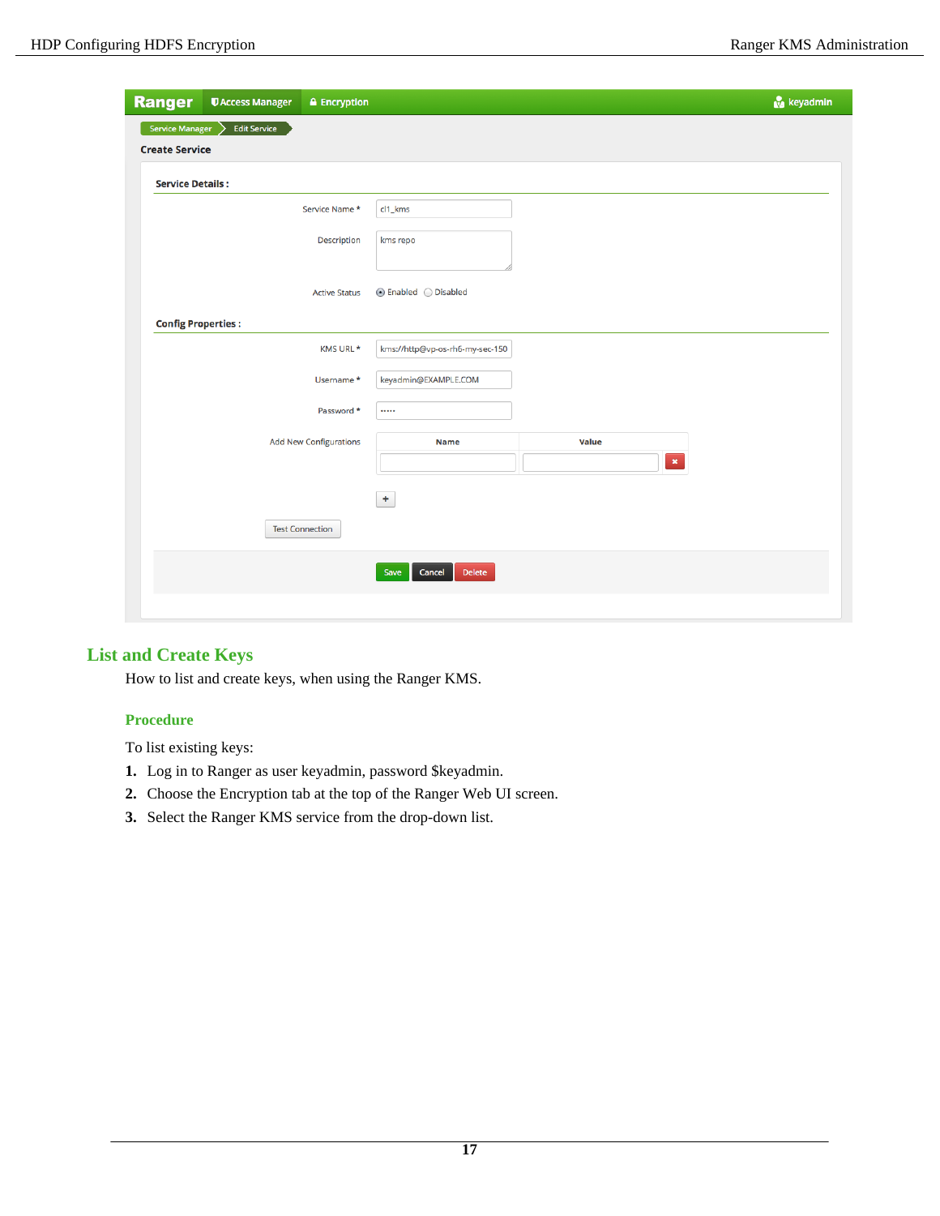## List and Create Keys

How to list and create keys, when using the Ranger KMS.

### Procedure

To list existing keys:

1. Log in to Ranger as user keyadmin, password $keyadmin.
2. Choose the Encryption tab at the top of the Ranger Web UI screen.
3. Select the Ranger KMS service from the drop-down list.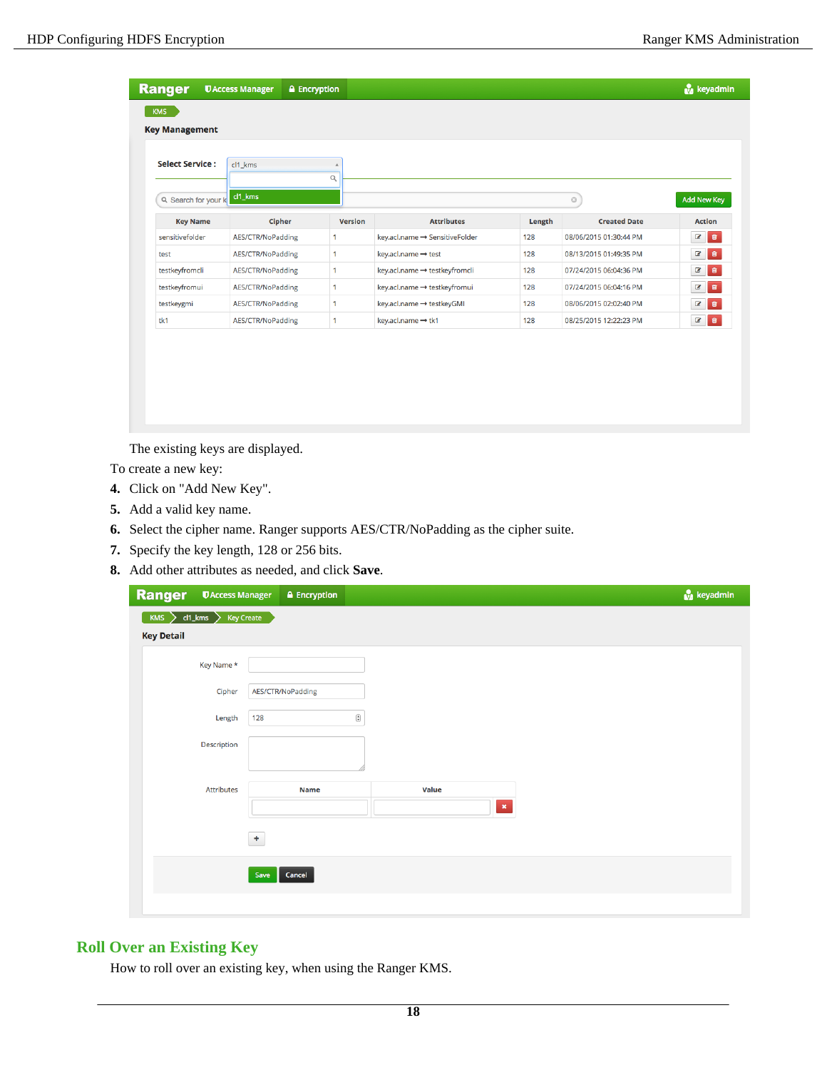The existing keys are displayed.

To create a new key:

4. Click on "Add New Key".
5. Add a valid key name.
6. Select the cipher name. Ranger supports AES/CTR/NoPadding as the cipher suite.
7. Specify the key length, 128 or 256 bits.
8. Add other attributes as needed, and click **Save**.

## Roll Over an Existing Key

How to roll over an existing key, when using the Ranger KMS.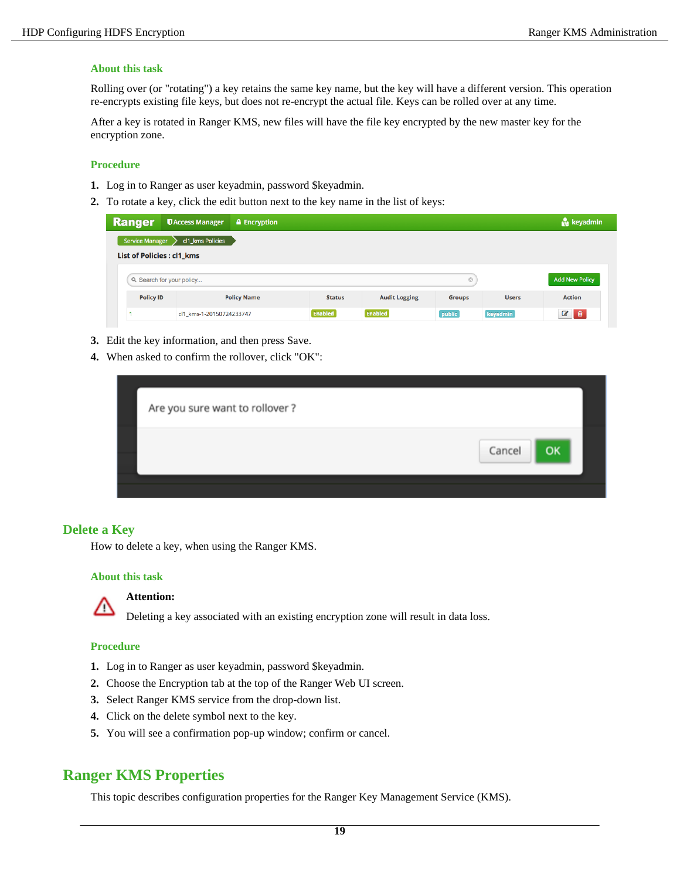### About this task

Rolling over (or "rotating") a key retains the same key name, but the key will have a different version. This operation re-encrypts existing file keys, but does not re-encrypt the actual file. Keys can be rolled over at any time.

After a key is rotated in Ranger KMS, new files will have the file key encrypted by the new master key for the encryption zone.

### Procedure

1. Log in to Ranger as user keyadmin, password $keyadmin.
2. To rotate a key, click the edit button next to the key name in the list of keys:
3. Edit the key information, and then press Save.
4. When asked to confirm the rollover, click "OK":

## Delete a Key

How to delete a key, when using the Ranger KMS.

### About this task

**Attention:**

Deleting a key associated with an existing encryption zone will result in data loss.

### Procedure

1. Log in to Ranger as user keyadmin, password $keyadmin.
2. Choose the Encryption tab at the top of the Ranger Web UI screen.
3. Select Ranger KMS service from the drop-down list.
4. Click on the delete symbol next to the key.
5. You will see a confirmation pop-up window; confirm or cancel.

## Ranger KMS Properties

This topic describes configuration properties for the Ranger Key Management Service (KMS).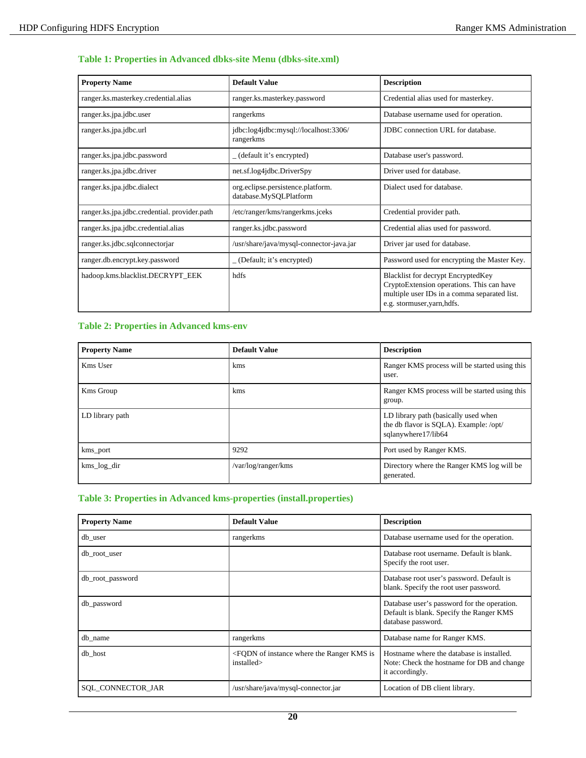### Table 1: Properties in Advanced dbks-site Menu (dbks-site.xml)

| Property Name | Default Value | Description |
|---|---|---|
| ranger.ks.masterkey.credential.alias | ranger.ks.masterkey.password | Credential alias used for masterkey. |
| ranger.ks.jpa.jdbc.user | rangerkms | Database username used for operation. |
| ranger.ks.jpa.jdbc.url | jdbc:log4jdbc:mysql://localhost:3306/ rangerkms | JDBC connection URL for database. |
| ranger.ks.jpa.jdbc.password | _ (default it's encrypted) | Database user's password. |
| ranger.ks.jpa.jdbc.driver | net.sf.log4jdbc.DriverSpy | Driver used for database. |
| ranger.ks.jpa.jdbc.dialect | org.eclipse.persistence.platform. database.MySQLPlatform | Dialect used for database. |
| ranger.ks.jpa.jdbc.credential. provider.path | /etc/ranger/kms/rangerkms.jceks | Credential provider path. |
| ranger.ks.jpa.jdbc.credential.alias | ranger.ks.jdbc.password | Credential alias used for password. |
| ranger.ks.jdbc.sqlconnectorjar | /usr/share/java/mysql-connector-java.jar | Driver jar used for database. |
| ranger.db.encrypt.key.password | _ (Default; it's encrypted) | Password used for encrypting the Master Key. |
| hadoop.kms.blacklist.DECRYPT_EEK | hdfs | Blacklist for decrypt EncryptedKey CryptoExtension operations. This can have multiple user IDs in a comma separated list. e.g. stormuser,yarn,hdfs. |

### Table 2: Properties in Advanced kms-env

| Property Name | Default Value | Description |
|---|---|---|
| Kms User | kms | Ranger KMS process will be started using this user. |
| Kms Group | kms | Ranger KMS process will be started using this group. |
| LD library path | | LD library path (basically used when the db flavor is SQLA). Example: /opt/ sqlanywhere17/lib64 |
| kms_port | 9292 | Port used by Ranger KMS. |
| kms_log_dir | /var/log/ranger/kms | Directory where the Ranger KMS log will be generated. |

### Table 3: Properties in Advanced kms-properties (install.properties)

| Property Name | Default Value | Description |
|---|---|---|
| db_user | rangerkms | Database username used for the operation. |
| db_root_user | | Database root username. Default is blank. Specify the root user. |
| db_root_password | | Database root user's password. Default is blank. Specify the root user password. |
| db_password | | Database user's password for the operation. Default is blank. Specify the Ranger KMS database password. |
| db_name | rangerkms | Database name for Ranger KMS. |
| db_host | <FQDN of instance where the Ranger KMS is installed> | Hostname where the database is installed. Note: Check the hostname for DB and change it accordingly. |
| SQL_CONNECTOR_JAR | /usr/share/java/mysql-connector.jar | Location of DB client library. |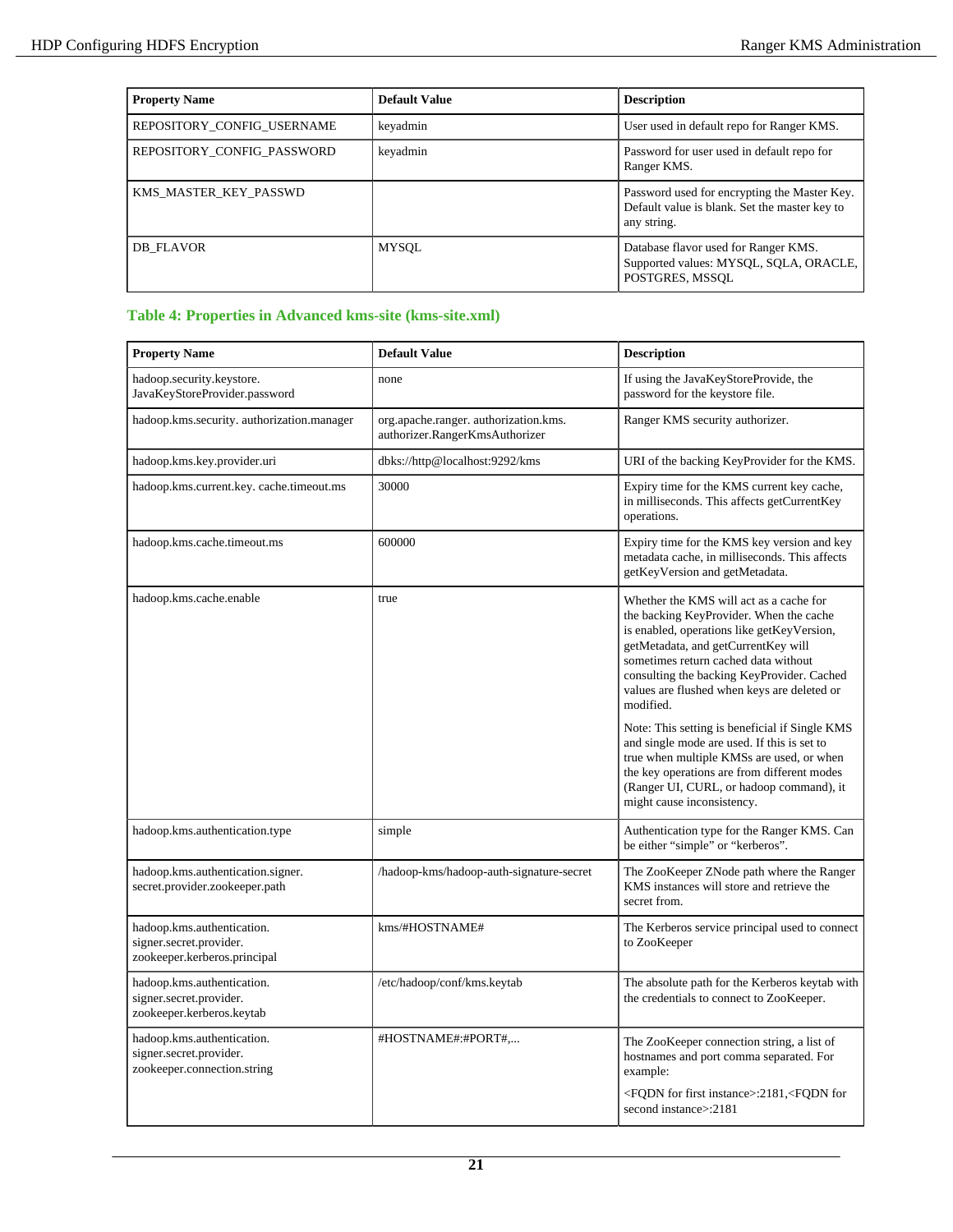| Property Name | Default Value | Description |
|---|---|---|
| REPOSITORY_CONFIG_USERNAME | keyadmin | User used in default repo for Ranger KMS. |
| REPOSITORY_CONFIG_PASSWORD | keyadmin | Password for user used in default repo for Ranger KMS. |
| KMS_MASTER_KEY_PASSWD | | Password used for encrypting the Master Key. Default value is blank. Set the master key to any string. |
| DB_FLAVOR | MYSQL | Database flavor used for Ranger KMS. Supported values: MYSQL, SQLA, ORACLE, POSTGRES, MSSQL |

### Table 4: Properties in Advanced kms-site (kms-site.xml)

| Property Name | Default Value | Description |
|---|---|---|
| hadoop.security.keystore. JavaKeyStoreProvider.password | none | If using the JavaKeyStoreProvide, the password for the keystore file. |
| hadoop.kms.security. authorization.manager | org.apache.ranger. authorization.kms. authorizer.RangerKmsAuthorizer | Ranger KMS security authorizer. |
| hadoop.kms.key.provider.uri | dbks://http@localhost:9292/kms | URI of the backing KeyProvider for the KMS. |
| hadoop.kms.current.key. cache.timeout.ms | 30000 | Expiry time for the KMS current key cache, in milliseconds. This affects getCurrentKey operations. |
| hadoop.kms.cache.timeout.ms | 600000 | Expiry time for the KMS key version and key metadata cache, in milliseconds. This affects getKeyVersion and getMetadata. |
| hadoop.kms.cache.enable | true | Whether the KMS will act as a cache for the backing KeyProvider. When the cache is enabled, operations like getKeyVersion, getMetadata, and getCurrentKey will sometimes return cached data without consulting the backing KeyProvider. Cached values are flushed when keys are deleted or modified.<br><br>Note: This setting is beneficial if Single KMS and single mode are used. If this is set to true when multiple KMSs are used, or when the key operations are from different modes (Ranger UI, CURL, or hadoop command), it might cause inconsistency. |
| hadoop.kms.authentication.type | simple | Authentication type for the Ranger KMS. Can be either “simple” or “kerberos”. |
| hadoop.kms.authentication.signer. secret.provider.zookeeper.path | /hadoop-kms/hadoop-auth-signature-secret | The ZooKeeper ZNode path where the Ranger KMS instances will store and retrieve the secret from. |
| hadoop.kms.authentication. signer.secret.provider. zookeeper.kerberos.principal | kms/#HOSTNAME# | The Kerberos service principal used to connect to ZooKeeper |
| hadoop.kms.authentication. signer.secret.provider. zookeeper.kerberos.keytab | /etc/hadoop/conf/kms.keytab | The absolute path for the Kerberos keytab with the credentials to connect to ZooKeeper. |
| hadoop.kms.authentication. signer.secret.provider. zookeeper.connection.string | #HOSTNAME#:#PORT#,... | The ZooKeeper connection string, a list of hostnames and port comma separated. For example:<br><br><FQDN for first instance>:2181,<FQDN for second instance>:2181 |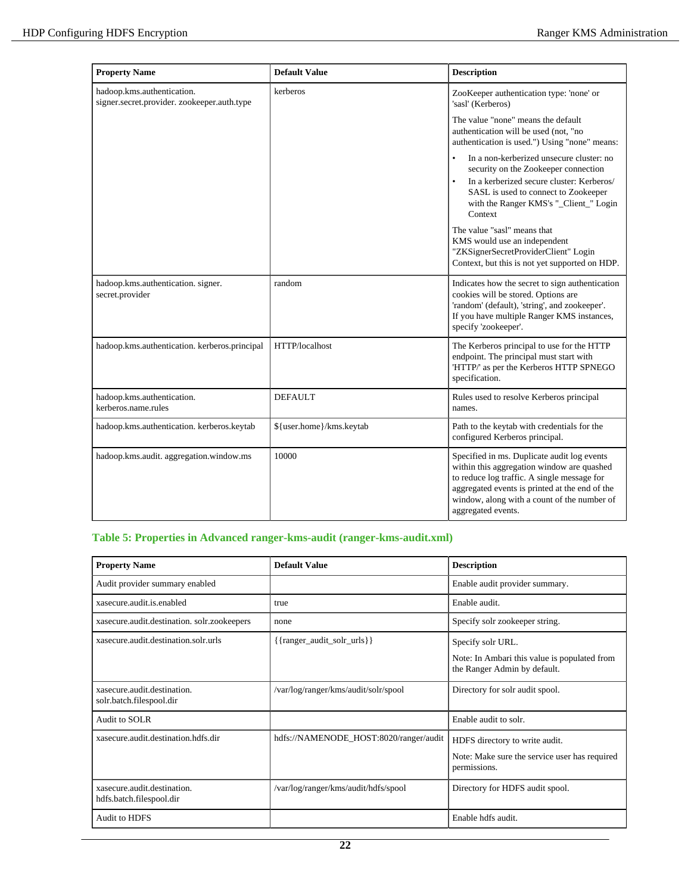| Property Name | Default Value | Description |
| --- | --- | --- |
| hadoop.kms.authentication. signer.secret.provider. zookeeper.auth.type | kerberos | ZooKeeper authentication type: 'none' or 'sasl' (Kerberos)<br><br>The value "none" means the default authentication will be used (not, "no authentication is used.") Using "none" means:<br><br>• In a non-kerberized unsecure cluster: no security on the Zookeeper connection<br>• In a kerberized secure cluster: Kerberos/ SASL is used to connect to Zookeeper with the Ranger KMS's "_Client_" Login Context<br><br>The value "sasl" means that KMS would use an independent "ZKSignerSecretProviderClient" Login Context, but this is not yet supported on HDP. |
| hadoop.kms.authentication. signer. secret.provider | random | Indicates how the secret to sign authentication cookies will be stored. Options are 'random' (default), 'string', and zookeeper'. If you have multiple Ranger KMS instances, specify 'zookeeper'. |
| hadoop.kms.authentication. kerberos.principal | HTTP/localhost | The Kerberos principal to use for the HTTP endpoint. The principal must start with 'HTTP/' as per the Kerberos HTTP SPNEGO specification. |
| hadoop.kms.authentication. kerberos.name.rules | DEFAULT | Rules used to resolve Kerberos principal names. |
| hadoop.kms.authentication. kerberos.keytab | ${user.home}/kms.keytab | Path to the keytab with credentials for the configured Kerberos principal. |
| hadoop.kms.audit. aggregation.window.ms | 10000 | Specified in ms. Duplicate audit log events within this aggregation window are quashed to reduce log traffic. A single message for aggregated events is printed at the end of the window, along with a count of the number of aggregated events. |

### Table 5: Properties in Advanced ranger-kms-audit (ranger-kms-audit.xml)

| Property Name | Default Value | Description |
| --- | --- | --- |
| Audit provider summary enabled | | Enable audit provider summary. |
| xasecure.audit.is.enabled | true | Enable audit. |
| xasecure.audit.destination. solr.zookeepers | none | Specify solr zookeeper string. |
| xasecure.audit.destination.solr.urls | {{ranger_audit_solr_urls}} | Specify solr URL.<br><br>Note: In Ambari this value is populated from the Ranger Admin by default. |
| xasecure.audit.destination. solr.batch.filespool.dir | /var/log/ranger/kms/audit/solr/spool | Directory for solr audit spool. |
| Audit to SOLR | | Enable audit to solr. |
| xasecure.audit.destination.hdfs.dir | hdfs://NAMENODE_HOST:8020/ranger/audit | HDFS directory to write audit.<br><br>Note: Make sure the service user has required permissions. |
| xasecure.audit.destination. hdfs.batch.filespool.dir | /var/log/ranger/kms/audit/hdfs/spool | Directory for HDFS audit spool. |
| Audit to HDFS | | Enable hdfs audit. |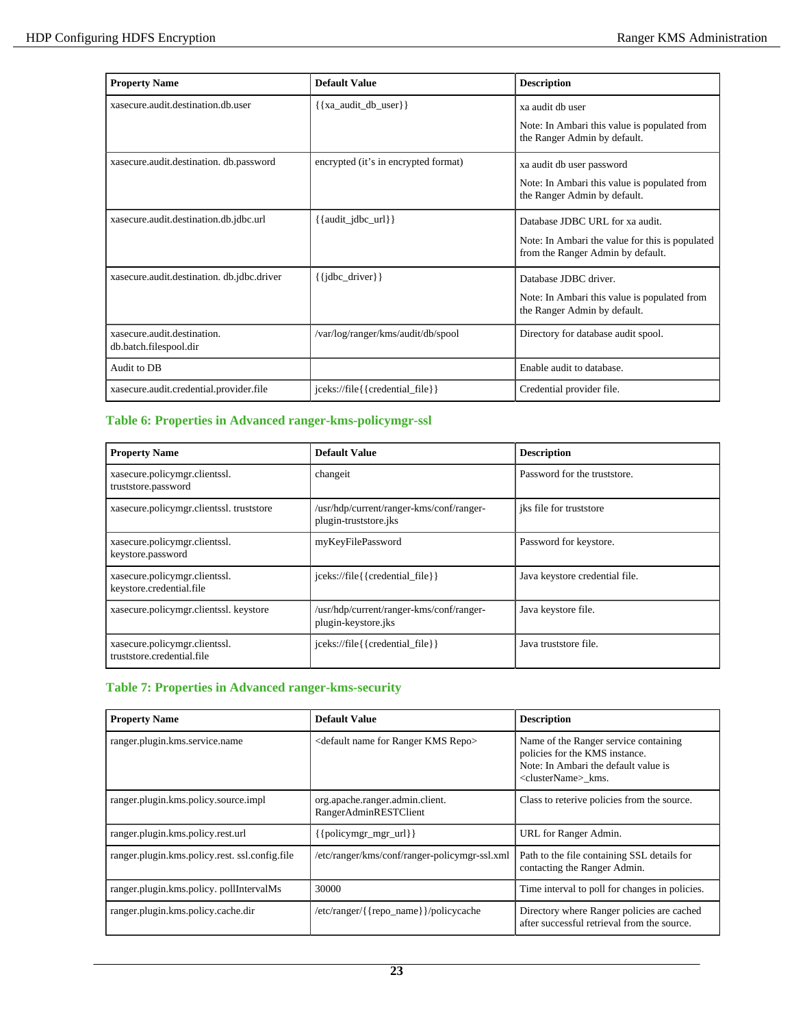| Property Name | Default Value | Description |
| --- | --- | --- |
| xasecure.audit.destination.db.user | {{xa_audit_db_user}} | xa audit db user<br><br>Note: In Ambari this value is populated from the Ranger Admin by default. |
| xasecure.audit.destination. db.password | encrypted (it's in encrypted format) | xa audit db user password<br><br>Note: In Ambari this value is populated from the Ranger Admin by default. |
| xasecure.audit.destination.db.jdbc.url | {{audit_jdbc_url}} | Database JDBC URL for xa audit.<br><br>Note: In Ambari the value for this is populated from the Ranger Admin by default. |
| xasecure.audit.destination. db.jdbc.driver | {{jdbc_driver}} | Database JDBC driver.<br><br>Note: In Ambari this value is populated from the Ranger Admin by default. |
| xasecure.audit.destination. db.batch.filespool.dir | /var/log/ranger/kms/audit/db/spool | Directory for database audit spool. |
| Audit to DB | | Enable audit to database. |
| xasecure.audit.credential.provider.file | jceks://file{{credential_file}} | Credential provider file. |

### Table 6: Properties in Advanced ranger-kms-policymgr-ssl

| Property Name | Default Value | Description |
| --- | --- | --- |
| xasecure.policymgr.clientssl. truststore.password | changeit | Password for the truststore. |
| xasecure.policymgr.clientssl. truststore | /usr/hdp/current/ranger-kms/conf/ranger-plugin-truststore.jks | jks file for truststore |
| xasecure.policymgr.clientssl. keystore.password | myKeyFilePassword | Password for keystore. |
| xasecure.policymgr.clientssl. keystore.credential.file | jceks://file{{credential_file}} | Java keystore credential file. |
| xasecure.policymgr.clientssl. keystore | /usr/hdp/current/ranger-kms/conf/ranger-plugin-keystore.jks | Java keystore file. |
| xasecure.policymgr.clientssl. truststore.credential.file | jceks://file{{credential_file}} | Java truststore file. |

### Table 7: Properties in Advanced ranger-kms-security

| Property Name | Default Value | Description |
| --- | --- | --- |
| ranger.plugin.kms.service.name | <default name for Ranger KMS Repo> | Name of the Ranger service containing policies for the KMS instance.<br>Note: In Ambari the default value is <clusterName>_kms. |
| ranger.plugin.kms.policy.source.impl | org.apache.ranger.admin.client. RangerAdminRESTClient | Class to reterive policies from the source. |
| ranger.plugin.kms.policy.rest.url | {{policymgr_mgr_url}} | URL for Ranger Admin. |
| ranger.plugin.kms.policy.rest. ssl.config.file | /etc/ranger/kms/conf/ranger-policymgr-ssl.xml | Path to the file containing SSL details for contacting the Ranger Admin. |
| ranger.plugin.kms.policy. pollIntervalMs | 30000 | Time interval to poll for changes in policies. |
| ranger.plugin.kms.policy.cache.dir | /etc/ranger/{{repo_name}}/policycache | Directory where Ranger policies are cached after successful retrieval from the source. |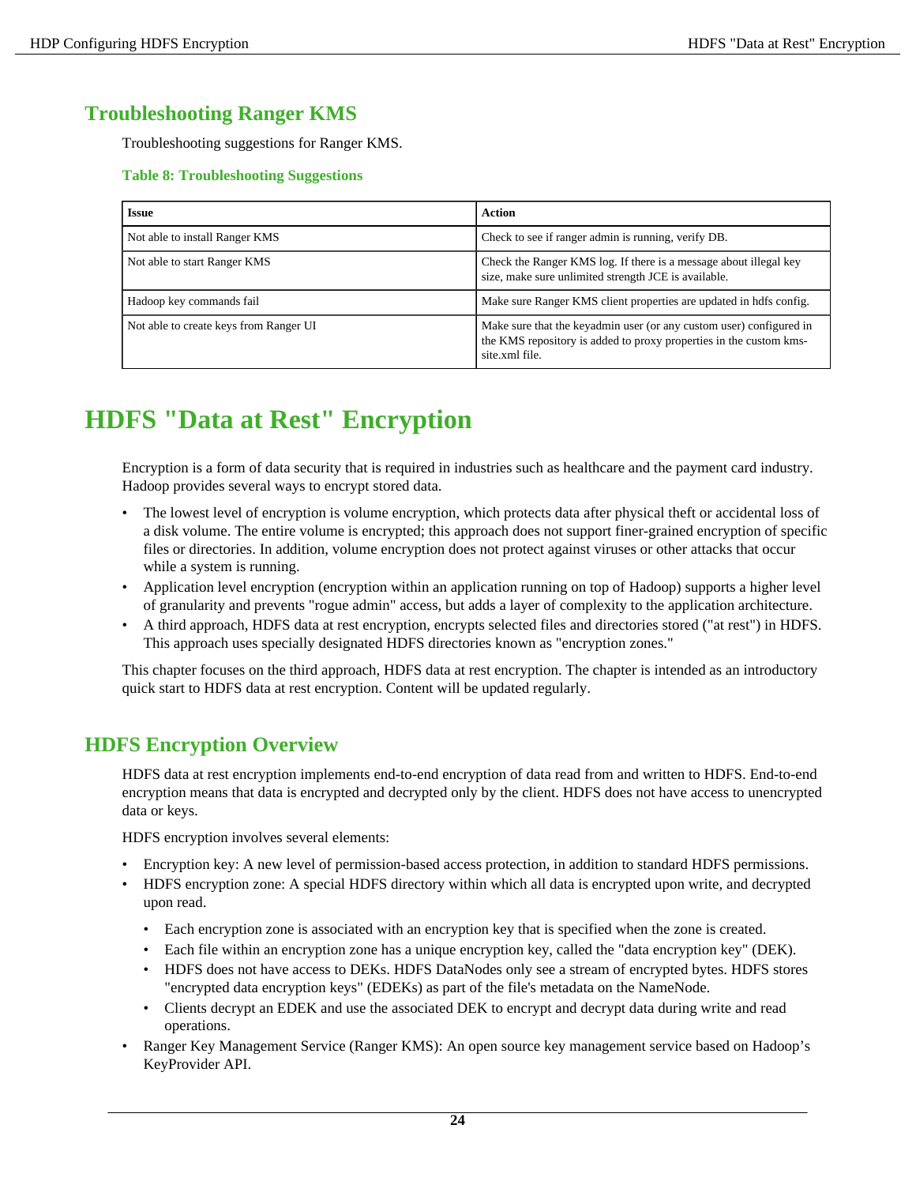## Troubleshooting Ranger KMS

Troubleshooting suggestions for Ranger KMS.

**Table 8: Troubleshooting Suggestions**

| Issue | Action |
|---|---|
| Not able to install Ranger KMS | Check to see if ranger admin is running, verify DB. |
| Not able to start Ranger KMS | Check the Ranger KMS log. If there is a message about illegal key size, make sure unlimited strength JCE is available. |
| Hadoop key commands fail | Make sure Ranger KMS client properties are updated in hdfs config. |
| Not able to create keys from Ranger UI | Make sure that the keyadmin user (or any custom user) configured in the KMS repository is added to proxy properties in the custom kms-site.xml file. |

# HDFS "Data at Rest" Encryption

Encryption is a form of data security that is required in industries such as healthcare and the payment card industry. Hadoop provides several ways to encrypt stored data.

- The lowest level of encryption is volume encryption, which protects data after physical theft or accidental loss of a disk volume. The entire volume is encrypted; this approach does not support finer-grained encryption of specific files or directories. In addition, volume encryption does not protect against viruses or other attacks that occur while a system is running.
- Application level encryption (encryption within an application running on top of Hadoop) supports a higher level of granularity and prevents "rogue admin" access, but adds a layer of complexity to the application architecture.
- A third approach, HDFS data at rest encryption, encrypts selected files and directories stored ("at rest") in HDFS. This approach uses specially designated HDFS directories known as "encryption zones."

This chapter focuses on the third approach, HDFS data at rest encryption. The chapter is intended as an introductory quick start to HDFS data at rest encryption. Content will be updated regularly.

## HDFS Encryption Overview

HDFS data at rest encryption implements end-to-end encryption of data read from and written to HDFS. End-to-end encryption means that data is encrypted and decrypted only by the client. HDFS does not have access to unencrypted data or keys.

HDFS encryption involves several elements:

- Encryption key: A new level of permission-based access protection, in addition to standard HDFS permissions.
- HDFS encryption zone: A special HDFS directory within which all data is encrypted upon write, and decrypted upon read.
  - Each encryption zone is associated with an encryption key that is specified when the zone is created.
  - Each file within an encryption zone has a unique encryption key, called the "data encryption key" (DEK).
  - HDFS does not have access to DEKs. HDFS DataNodes only see a stream of encrypted bytes. HDFS stores "encrypted data encryption keys" (EDEKs) as part of the file's metadata on the NameNode.
  - Clients decrypt an EDEK and use the associated DEK to encrypt and decrypt data during write and read operations.
- Ranger Key Management Service (Ranger KMS): An open source key management service based on Hadoop's KeyProvider API.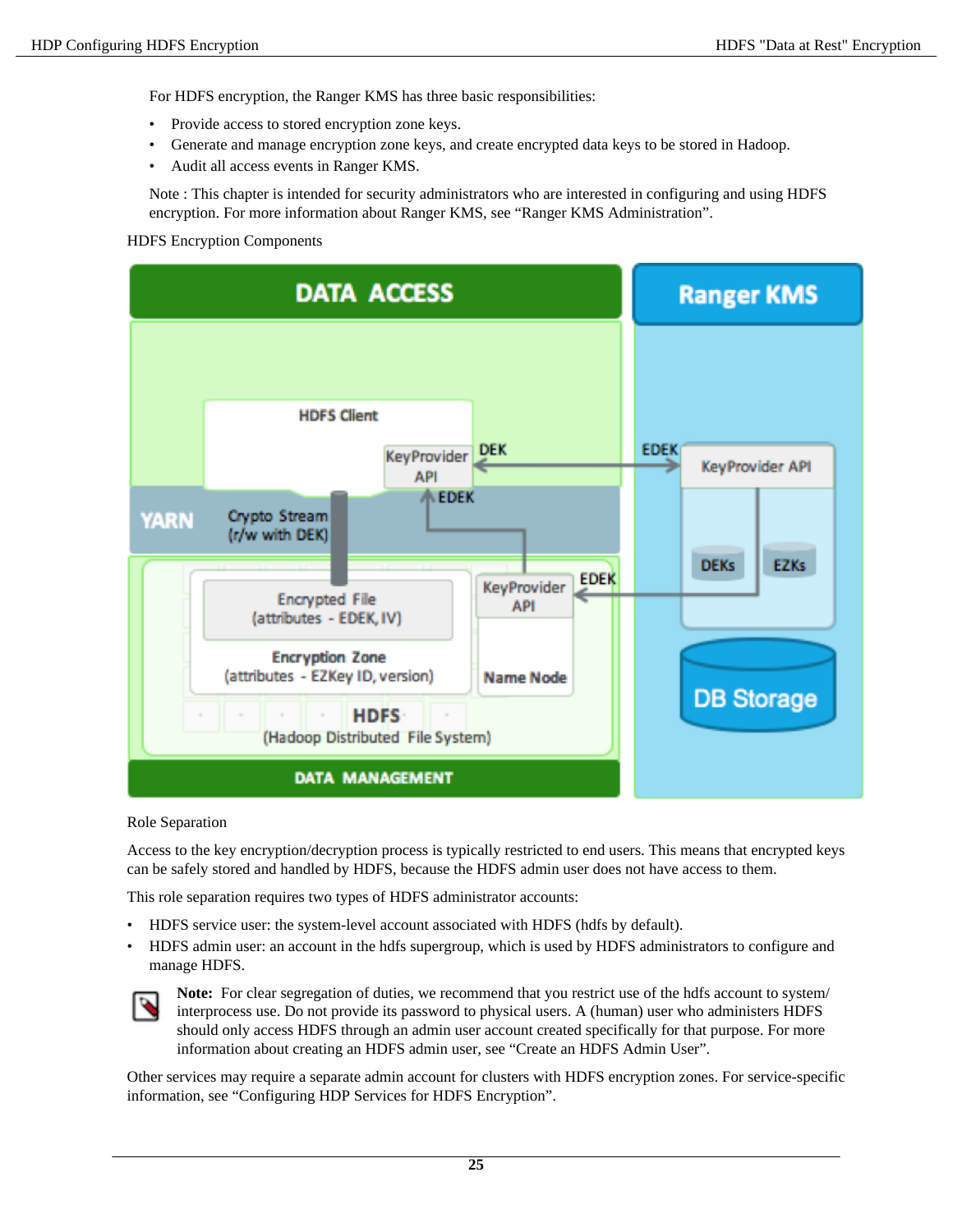For HDFS encryption, the Ranger KMS has three basic responsibilities:

- Provide access to stored encryption zone keys.
- Generate and manage encryption zone keys, and create encrypted data keys to be stored in Hadoop.
- Audit all access events in Ranger KMS.

Note : This chapter is intended for security administrators who are interested in configuring and using HDFS encryption. For more information about Ranger KMS, see "Ranger KMS Administration".

HDFS Encryption Components

Role Separation

Access to the key encryption/decryption process is typically restricted to end users. This means that encrypted keys can be safely stored and handled by HDFS, because the HDFS admin user does not have access to them.

This role separation requires two types of HDFS administrator accounts:

- HDFS service user: the system-level account associated with HDFS (hdfs by default).
- HDFS admin user: an account in the hdfs supergroup, which is used by HDFS administrators to configure and manage HDFS.

> **Note:** For clear segregation of duties, we recommend that you restrict use of the hdfs account to system/interprocess use. Do not provide its password to physical users. A (human) user who administers HDFS should only access HDFS through an admin user account created specifically for that purpose. For more information about creating an HDFS admin user, see "Create an HDFS Admin User".

Other services may require a separate admin account for clusters with HDFS encryption zones. For service-specific information, see "Configuring HDP Services for HDFS Encryption".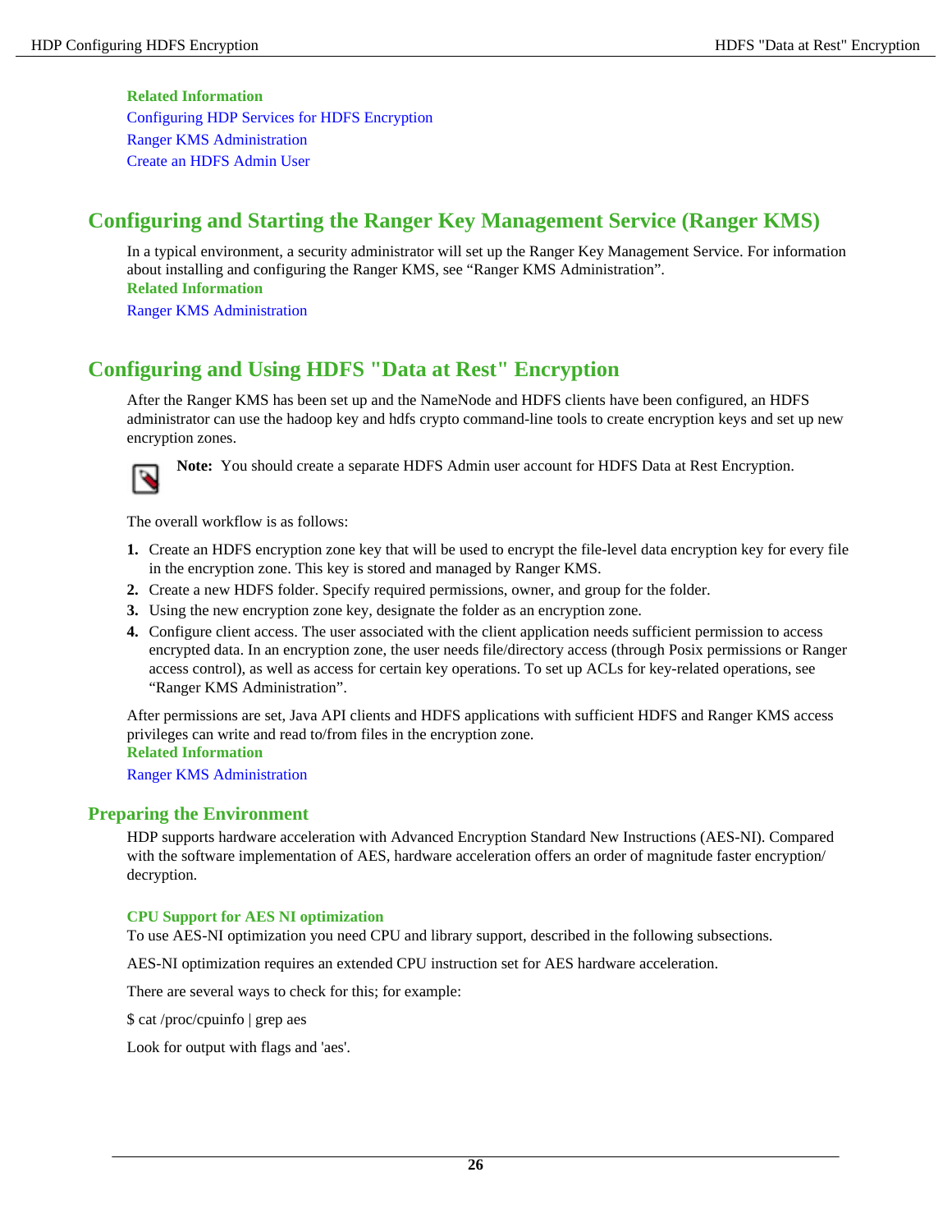**Related Information**

Configuring HDP Services for HDFS Encryption

Ranger KMS Administration

Create an HDFS Admin User

## Configuring and Starting the Ranger Key Management Service (Ranger KMS)

In a typical environment, a security administrator will set up the Ranger Key Management Service. For information about installing and configuring the Ranger KMS, see “Ranger KMS Administration”.

**Related Information**

Ranger KMS Administration

## Configuring and Using HDFS "Data at Rest" Encryption

After the Ranger KMS has been set up and the NameNode and HDFS clients have been configured, an HDFS administrator can use the hadoop key and hdfs crypto command-line tools to create encryption keys and set up new encryption zones.

**Note:** You should create a separate HDFS Admin user account for HDFS Data at Rest Encryption.

The overall workflow is as follows:

1. Create an HDFS encryption zone key that will be used to encrypt the file-level data encryption key for every file in the encryption zone. This key is stored and managed by Ranger KMS.
2. Create a new HDFS folder. Specify required permissions, owner, and group for the folder.
3. Using the new encryption zone key, designate the folder as an encryption zone.
4. Configure client access. The user associated with the client application needs sufficient permission to access encrypted data. In an encryption zone, the user needs file/directory access (through Posix permissions or Ranger access control), as well as access for certain key operations. To set up ACLs for key-related operations, see “Ranger KMS Administration”.

After permissions are set, Java API clients and HDFS applications with sufficient HDFS and Ranger KMS access privileges can write and read to/from files in the encryption zone.

**Related Information**

Ranger KMS Administration

### Preparing the Environment

HDP supports hardware acceleration with Advanced Encryption Standard New Instructions (AES-NI). Compared with the software implementation of AES, hardware acceleration offers an order of magnitude faster encryption/decryption.

#### CPU Support for AES NI optimization

To use AES-NI optimization you need CPU and library support, described in the following subsections.

AES-NI optimization requires an extended CPU instruction set for AES hardware acceleration.

There are several ways to check for this; for example:

$ cat /proc/cpuinfo | grep aes

Look for output with flags and 'aes'.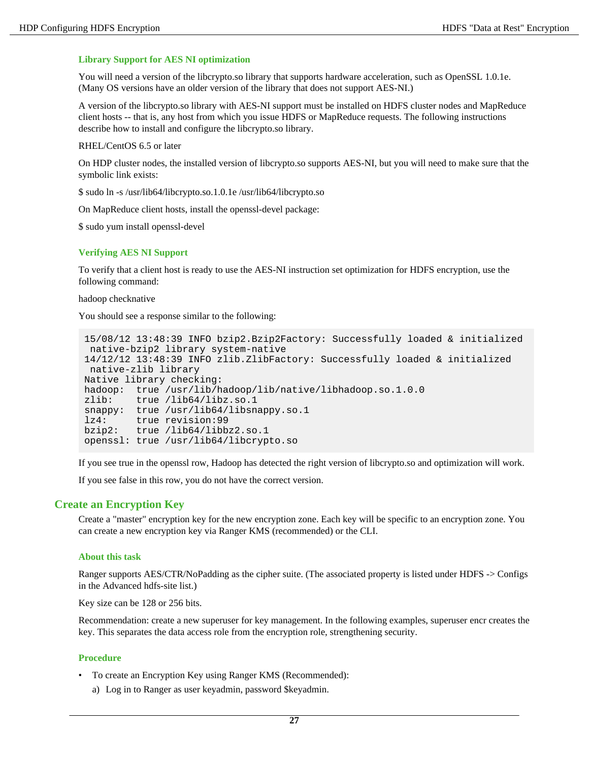### Library Support for AES NI optimization

You will need a version of the libcrypto.so library that supports hardware acceleration, such as OpenSSL 1.0.1e. (Many OS versions have an older version of the library that does not support AES-NI.)

A version of the libcrypto.so library with AES-NI support must be installed on HDFS cluster nodes and MapReduce client hosts -- that is, any host from which you issue HDFS or MapReduce requests. The following instructions describe how to install and configure the libcrypto.so library.

RHEL/CentOS 6.5 or later

On HDP cluster nodes, the installed version of libcrypto.so supports AES-NI, but you will need to make sure that the symbolic link exists:

$ sudo ln -s /usr/lib64/libcrypto.so.1.0.1e /usr/lib64/libcrypto.so

On MapReduce client hosts, install the openssl-devel package:

$ sudo yum install openssl-devel

### Verifying AES NI Support

To verify that a client host is ready to use the AES-NI instruction set optimization for HDFS encryption, use the following command:

hadoop checknative

You should see a response similar to the following:

```
15/08/12 13:48:39 INFO bzip2.Bzip2Factory: Successfully loaded & initialized
 native-bzip2 library system-native
14/12/12 13:48:39 INFO zlib.ZlibFactory: Successfully loaded & initialized
 native-zlib library
Native library checking:
hadoop:  true /usr/lib/hadoop/lib/native/libhadoop.so.1.0.0
zlib:    true /lib64/libz.so.1
snappy:  true /usr/lib64/libsnappy.so.1
lz4:     true revision:99
bzip2:   true /lib64/libbz2.so.1
openssl: true /usr/lib64/libcrypto.so
```

If you see true in the openssl row, Hadoop has detected the right version of libcrypto.so and optimization will work.

If you see false in this row, you do not have the correct version.

## Create an Encryption Key

Create a "master" encryption key for the new encryption zone. Each key will be specific to an encryption zone. You can create a new encryption key via Ranger KMS (recommended) or the CLI.

### About this task

Ranger supports AES/CTR/NoPadding as the cipher suite. (The associated property is listed under HDFS -> Configs in the Advanced hdfs-site list.)

Key size can be 128 or 256 bits.

Recommendation: create a new superuser for key management. In the following examples, superuser encr creates the key. This separates the data access role from the encryption role, strengthening security.

### Procedure

- To create an Encryption Key using Ranger KMS (Recommended):
  a) Log in to Ranger as user keyadmin, password $keyadmin.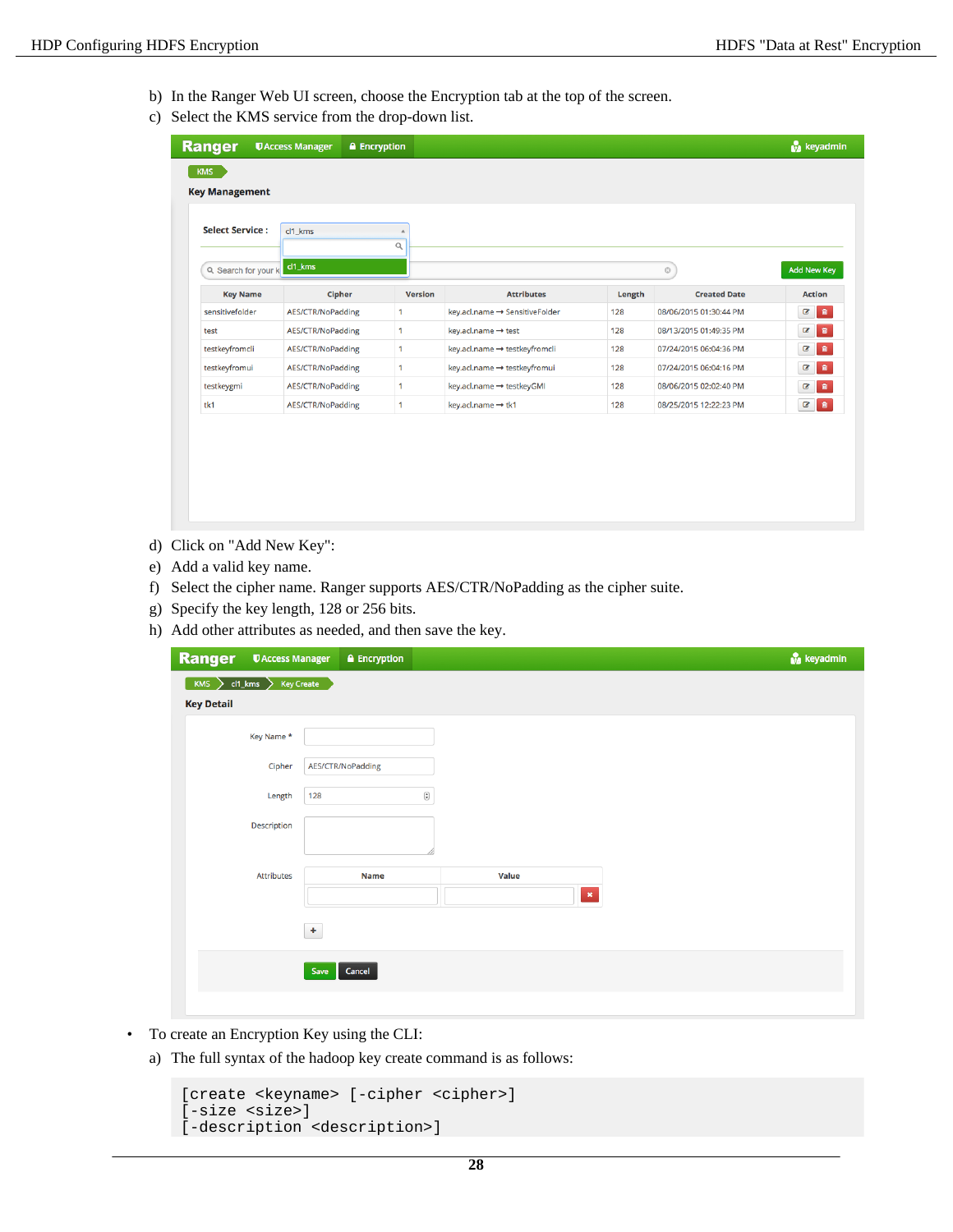b) In the Ranger Web UI screen, choose the Encryption tab at the top of the screen.

c) Select the KMS service from the drop-down list.

d) Click on "Add New Key":

e) Add a valid key name.

f) Select the cipher name. Ranger supports AES/CTR/NoPadding as the cipher suite.

g) Specify the key length, 128 or 256 bits.

h) Add other attributes as needed, and then save the key.

- To create an Encryption Key using the CLI:

a) The full syntax of the hadoop key create command is as follows:

```
[create <keyname> [-cipher <cipher>]
[-size <size>]
[-description <description>]
```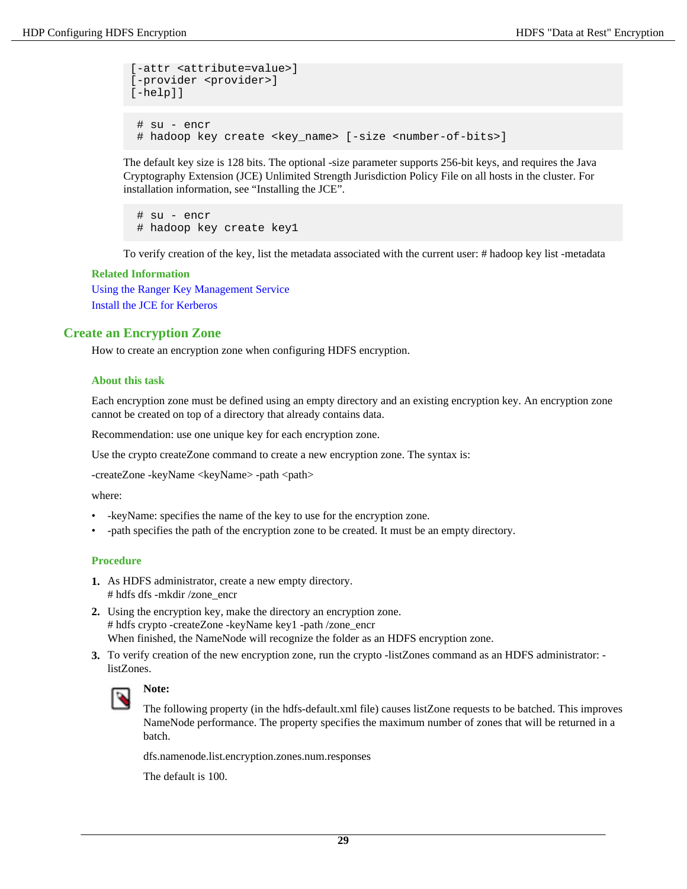```
[-attr <attribute=value>]
[-provider <provider>]
[-help]]
```

```
# su - encr
# hadoop key create <key_name> [-size <number-of-bits>]
```

The default key size is 128 bits. The optional -size parameter supports 256-bit keys, and requires the Java Cryptography Extension (JCE) Unlimited Strength Jurisdiction Policy File on all hosts in the cluster. For installation information, see "Installing the JCE".

```
# su - encr
# hadoop key create key1
```

To verify creation of the key, list the metadata associated with the current user: # hadoop key list -metadata

**Related Information**

Using the Ranger Key Management Service

Install the JCE for Kerberos

## Create an Encryption Zone

How to create an encryption zone when configuring HDFS encryption.

### About this task

Each encryption zone must be defined using an empty directory and an existing encryption key. An encryption zone cannot be created on top of a directory that already contains data.

Recommendation: use one unique key for each encryption zone.

Use the crypto createZone command to create a new encryption zone. The syntax is:

-createZone -keyName <keyName> -path <path>

where:

- -keyName: specifies the name of the key to use for the encryption zone.
- -path specifies the path of the encryption zone to be created. It must be an empty directory.

### Procedure

1. As HDFS administrator, create a new empty directory.
   # hdfs dfs -mkdir /zone_encr
2. Using the encryption key, make the directory an encryption zone.
   # hdfs crypto -createZone -keyName key1 -path /zone_encr
   When finished, the NameNode will recognize the folder as an HDFS encryption zone.
3. To verify creation of the new encryption zone, run the crypto -listZones command as an HDFS administrator: -listZones.

   **Note:**

   The following property (in the hdfs-default.xml file) causes listZone requests to be batched. This improves NameNode performance. The property specifies the maximum number of zones that will be returned in a batch.

   dfs.namenode.list.encryption.zones.num.responses

   The default is 100.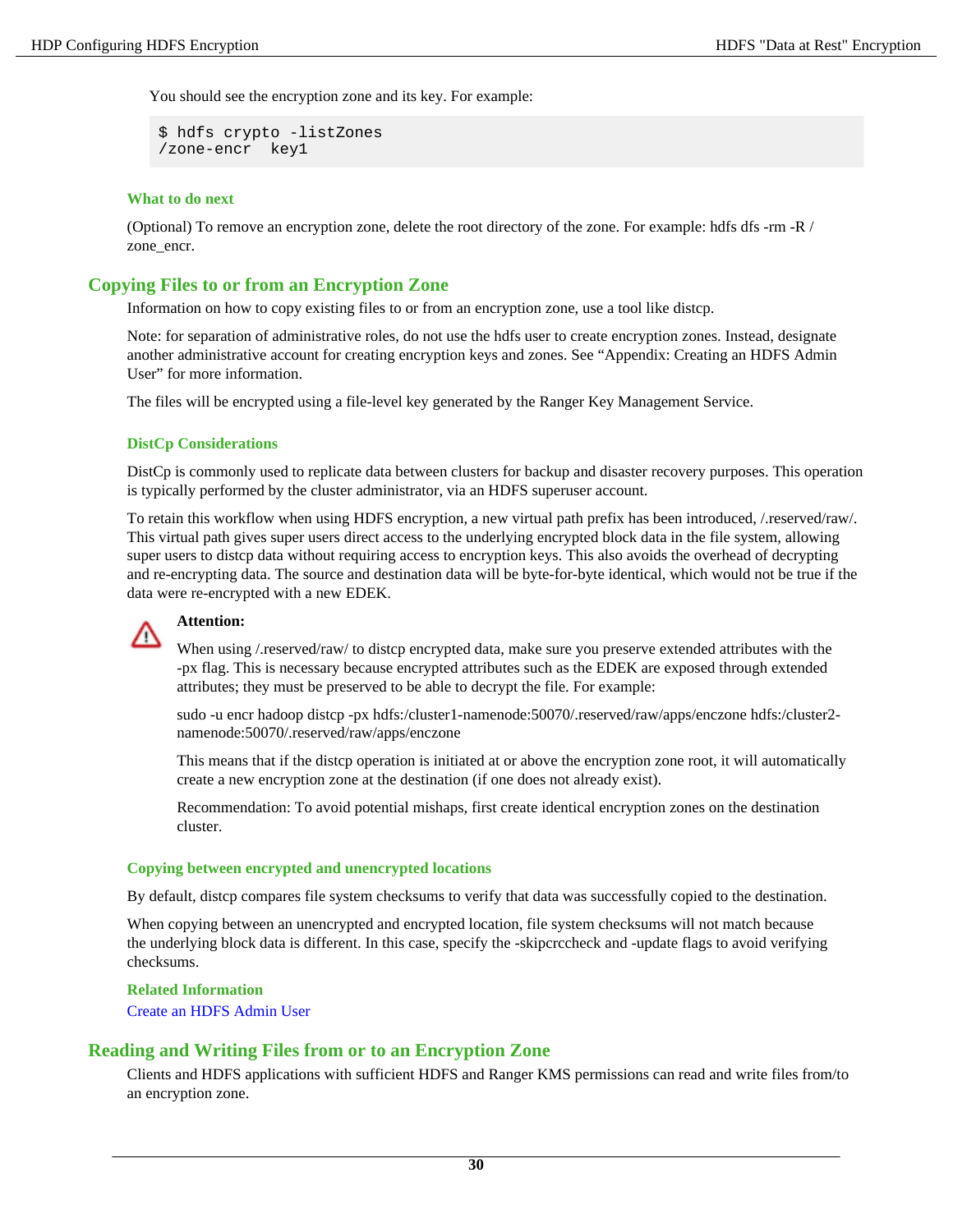You should see the encryption zone and its key. For example:

```
$ hdfs crypto -listZones
/zone-encr  key1
```

#### What to do next

(Optional) To remove an encryption zone, delete the root directory of the zone. For example: hdfs dfs -rm -R /zone_encr.

## Copying Files to or from an Encryption Zone

Information on how to copy existing files to or from an encryption zone, use a tool like distcp.

Note: for separation of administrative roles, do not use the hdfs user to create encryption zones. Instead, designate another administrative account for creating encryption keys and zones. See "Appendix: Creating an HDFS Admin User" for more information.

The files will be encrypted using a file-level key generated by the Ranger Key Management Service.

#### DistCp Considerations

DistCp is commonly used to replicate data between clusters for backup and disaster recovery purposes. This operation is typically performed by the cluster administrator, via an HDFS superuser account.

To retain this workflow when using HDFS encryption, a new virtual path prefix has been introduced, /.reserved/raw/. This virtual path gives super users direct access to the underlying encrypted block data in the file system, allowing super users to distcp data without requiring access to encryption keys. This also avoids the overhead of decrypting and re-encrypting data. The source and destination data will be byte-for-byte identical, which would not be true if the data were re-encrypted with a new EDEK.

**Attention:**

When using /.reserved/raw/ to distcp encrypted data, make sure you preserve extended attributes with the -px flag. This is necessary because encrypted attributes such as the EDEK are exposed through extended attributes; they must be preserved to be able to decrypt the file. For example:

sudo -u encr hadoop distcp -px hdfs:/cluster1-namenode:50070/.reserved/raw/apps/enczone hdfs:/cluster2-namenode:50070/.reserved/raw/apps/enczone

This means that if the distcp operation is initiated at or above the encryption zone root, it will automatically create a new encryption zone at the destination (if one does not already exist).

Recommendation: To avoid potential mishaps, first create identical encryption zones on the destination cluster.

#### Copying between encrypted and unencrypted locations

By default, distcp compares file system checksums to verify that data was successfully copied to the destination.

When copying between an unencrypted and encrypted location, file system checksums will not match because the underlying block data is different. In this case, specify the -skipcrccheck and -update flags to avoid verifying checksums.

#### Related Information

Create an HDFS Admin User

## Reading and Writing Files from or to an Encryption Zone

Clients and HDFS applications with sufficient HDFS and Ranger KMS permissions can read and write files from/to an encryption zone.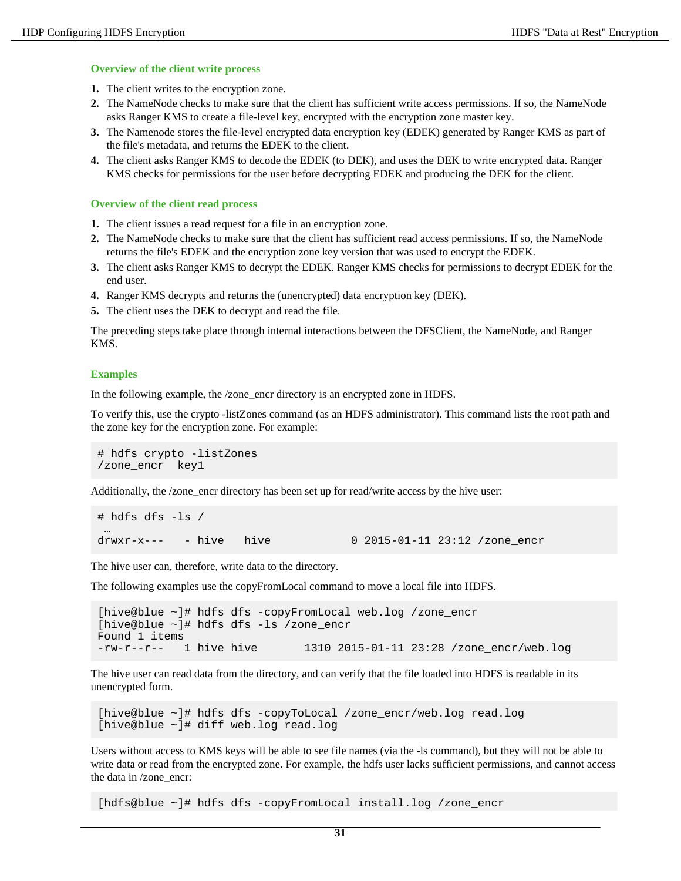#### Overview of the client write process

1. The client writes to the encryption zone.
2. The NameNode checks to make sure that the client has sufficient write access permissions. If so, the NameNode asks Ranger KMS to create a file-level key, encrypted with the encryption zone master key.
3. The Namenode stores the file-level encrypted data encryption key (EDEK) generated by Ranger KMS as part of the file's metadata, and returns the EDEK to the client.
4. The client asks Ranger KMS to decode the EDEK (to DEK), and uses the DEK to write encrypted data. Ranger KMS checks for permissions for the user before decrypting EDEK and producing the DEK for the client.

#### Overview of the client read process

1. The client issues a read request for a file in an encryption zone.
2. The NameNode checks to make sure that the client has sufficient read access permissions. If so, the NameNode returns the file's EDEK and the encryption zone key version that was used to encrypt the EDEK.
3. The client asks Ranger KMS to decrypt the EDEK. Ranger KMS checks for permissions to decrypt EDEK for the end user.
4. Ranger KMS decrypts and returns the (unencrypted) data encryption key (DEK).
5. The client uses the DEK to decrypt and read the file.

The preceding steps take place through internal interactions between the DFSClient, the NameNode, and Ranger KMS.

#### Examples

In the following example, the /zone_encr directory is an encrypted zone in HDFS.

To verify this, use the crypto -listZones command (as an HDFS administrator). This command lists the root path and the zone key for the encryption zone. For example:

```
# hdfs crypto -listZones
/zone_encr  key1
```

Additionally, the /zone_encr directory has been set up for read/write access by the hive user:

```
# hdfs dfs -ls /
 …
drwxr-x---   - hive   hive            0 2015-01-11 23:12 /zone_encr
```

The hive user can, therefore, write data to the directory.

The following examples use the copyFromLocal command to move a local file into HDFS.

```
[hive@blue ~]# hdfs dfs -copyFromLocal web.log /zone_encr
[hive@blue ~]# hdfs dfs -ls /zone_encr
Found 1 items
-rw-r--r--   1 hive hive       1310 2015-01-11 23:28 /zone_encr/web.log
```

The hive user can read data from the directory, and can verify that the file loaded into HDFS is readable in its unencrypted form.

```
[hive@blue ~]# hdfs dfs -copyToLocal /zone_encr/web.log read.log
[hive@blue ~]# diff web.log read.log
```

Users without access to KMS keys will be able to see file names (via the -ls command), but they will not be able to write data or read from the encrypted zone. For example, the hdfs user lacks sufficient permissions, and cannot access the data in /zone_encr:

```
[hdfs@blue ~]# hdfs dfs -copyFromLocal install.log /zone_encr
```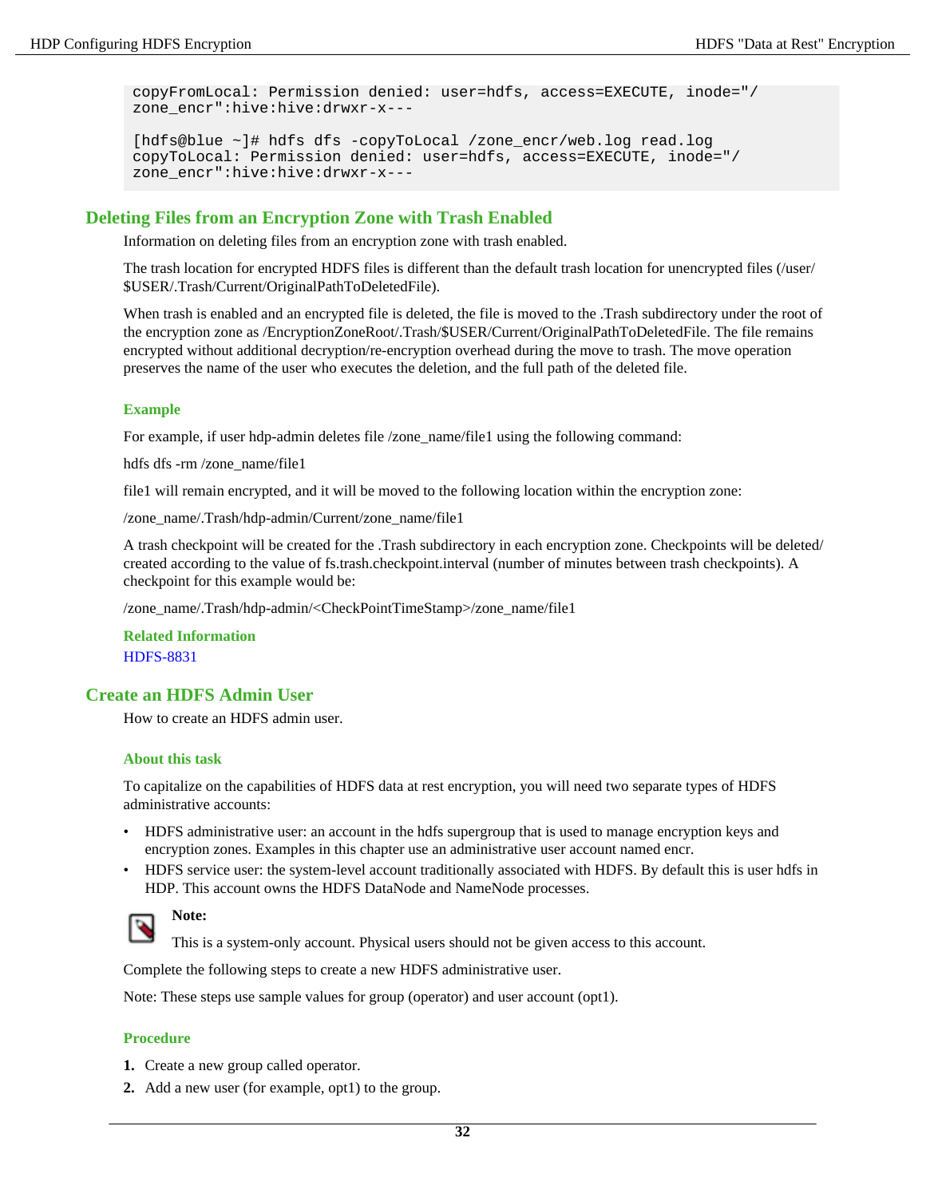```
copyFromLocal: Permission denied: user=hdfs, access=EXECUTE, inode="/
zone_encr":hive:hive:drwxr-x---

[hdfs@blue ~]# hdfs dfs -copyToLocal /zone_encr/web.log read.log
copyToLocal: Permission denied: user=hdfs, access=EXECUTE, inode="/
zone_encr":hive:hive:drwxr-x---
```

## Deleting Files from an Encryption Zone with Trash Enabled

Information on deleting files from an encryption zone with trash enabled.

The trash location for encrypted HDFS files is different than the default trash location for unencrypted files (/user/$USER/.Trash/Current/OriginalPathToDeletedFile).

When trash is enabled and an encrypted file is deleted, the file is moved to the .Trash subdirectory under the root of the encryption zone as /EncryptionZoneRoot/.Trash/$USER/Current/OriginalPathToDeletedFile. The file remains encrypted without additional decryption/re-encryption overhead during the move to trash. The move operation preserves the name of the user who executes the deletion, and the full path of the deleted file.

### Example

For example, if user hdp-admin deletes file /zone_name/file1 using the following command:

hdfs dfs -rm /zone_name/file1

file1 will remain encrypted, and it will be moved to the following location within the encryption zone:

/zone_name/.Trash/hdp-admin/Current/zone_name/file1

A trash checkpoint will be created for the .Trash subdirectory in each encryption zone. Checkpoints will be deleted/created according to the value of fs.trash.checkpoint.interval (number of minutes between trash checkpoints). A checkpoint for this example would be:

/zone_name/.Trash/hdp-admin/<CheckPointTimeStamp>/zone_name/file1

**Related Information**

HDFS-8831

## Create an HDFS Admin User

How to create an HDFS admin user.

### About this task

To capitalize on the capabilities of HDFS data at rest encryption, you will need two separate types of HDFS administrative accounts:

- HDFS administrative user: an account in the hdfs supergroup that is used to manage encryption keys and encryption zones. Examples in this chapter use an administrative user account named encr.
- HDFS service user: the system-level account traditionally associated with HDFS. By default this is user hdfs in HDP. This account owns the HDFS DataNode and NameNode processes.

> **Note:**
>
> This is a system-only account. Physical users should not be given access to this account.

Complete the following steps to create a new HDFS administrative user.

Note: These steps use sample values for group (operator) and user account (opt1).

### Procedure

1. Create a new group called operator.
2. Add a new user (for example, opt1) to the group.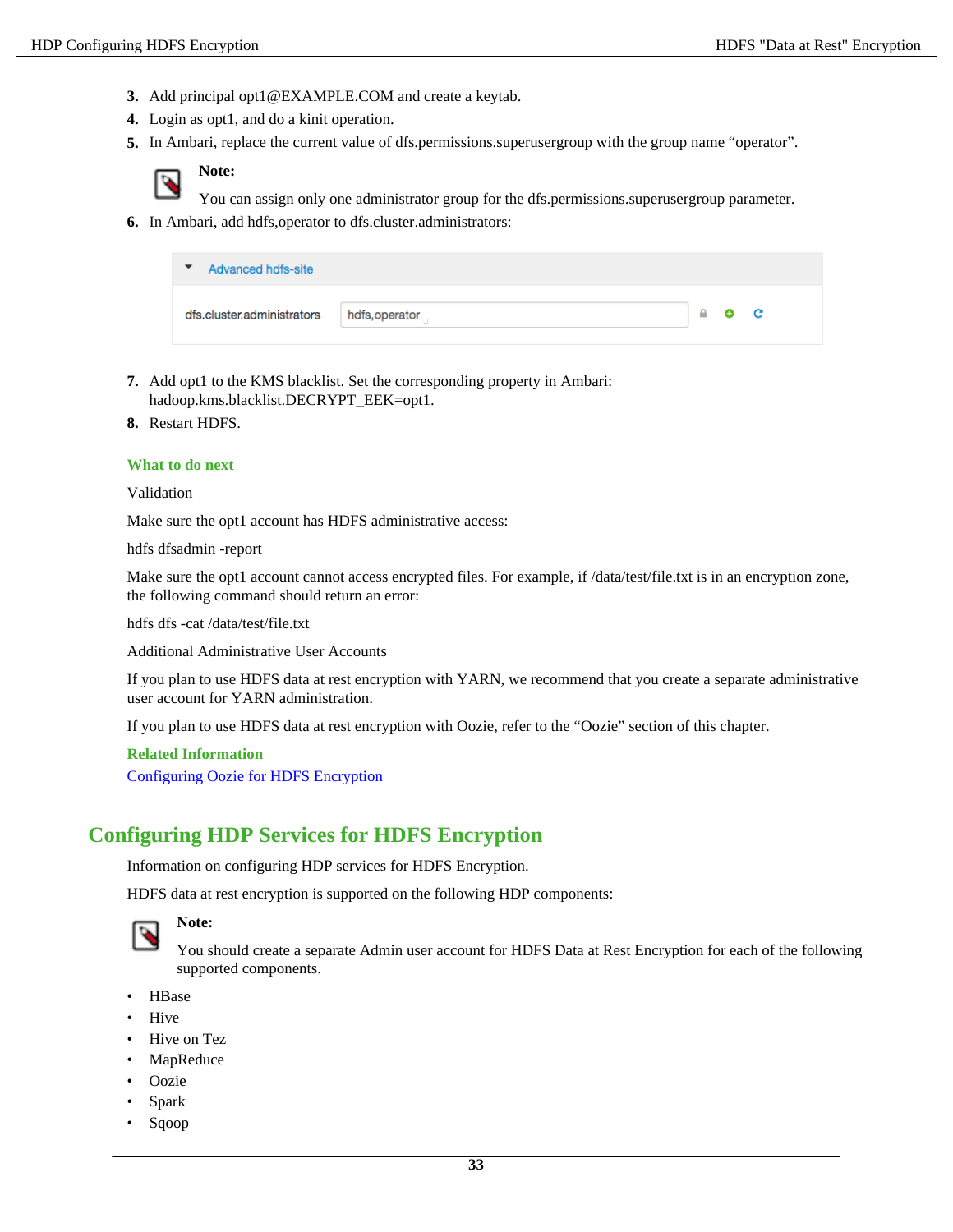3. Add principal opt1@EXAMPLE.COM and create a keytab.
4. Login as opt1, and do a kinit operation.
5. In Ambari, replace the current value of dfs.permissions.superusergroup with the group name "operator".

   **Note:**

   You can assign only one administrator group for the dfs.permissions.superusergroup parameter.
6. In Ambari, add hdfs,operator to dfs.cluster.administrators:

   Advanced hdfs-site

   dfs.cluster.administrators: hdfs,operator
7. Add opt1 to the KMS blacklist. Set the corresponding property in Ambari: hadoop.kms.blacklist.DECRYPT_EEK=opt1.
8. Restart HDFS.

### What to do next

Validation

Make sure the opt1 account has HDFS administrative access:

hdfs dfsadmin -report

Make sure the opt1 account cannot access encrypted files. For example, if /data/test/file.txt is in an encryption zone, the following command should return an error:

hdfs dfs -cat /data/test/file.txt

Additional Administrative User Accounts

If you plan to use HDFS data at rest encryption with YARN, we recommend that you create a separate administrative user account for YARN administration.

If you plan to use HDFS data at rest encryption with Oozie, refer to the "Oozie" section of this chapter.

### Related Information

Configuring Oozie for HDFS Encryption

## Configuring HDP Services for HDFS Encryption

Information on configuring HDP services for HDFS Encryption.

HDFS data at rest encryption is supported on the following HDP components:

**Note:**

You should create a separate Admin user account for HDFS Data at Rest Encryption for each of the following supported components.

- HBase
- Hive
- Hive on Tez
- MapReduce
- Oozie
- Spark
- Sqoop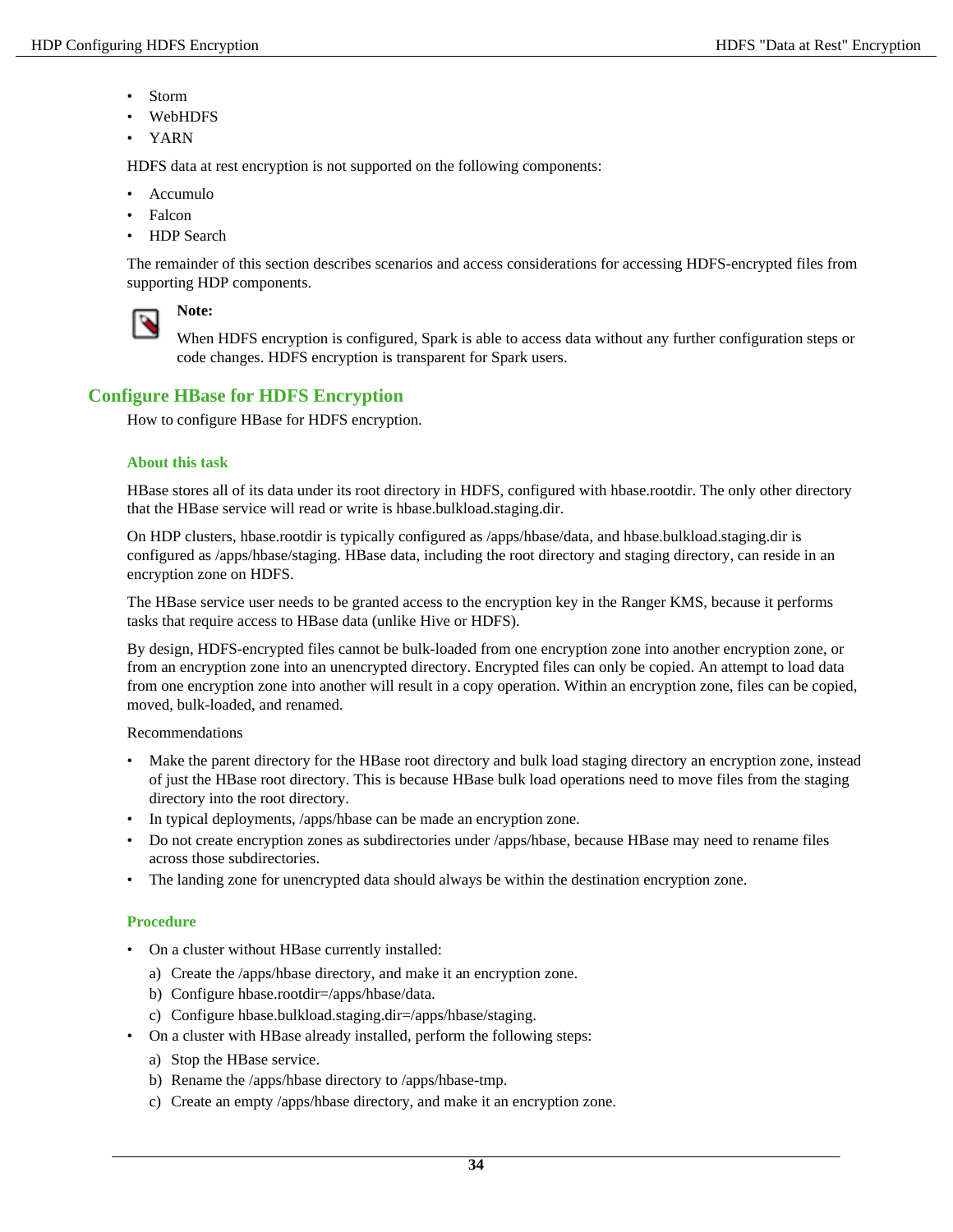- Storm
- WebHDFS
- YARN

HDFS data at rest encryption is not supported on the following components:

- Accumulo
- Falcon
- HDP Search

The remainder of this section describes scenarios and access considerations for accessing HDFS-encrypted files from supporting HDP components.

**Note:**

When HDFS encryption is configured, Spark is able to access data without any further configuration steps or code changes. HDFS encryption is transparent for Spark users.

## Configure HBase for HDFS Encryption

How to configure HBase for HDFS encryption.

### About this task

HBase stores all of its data under its root directory in HDFS, configured with hbase.rootdir. The only other directory that the HBase service will read or write is hbase.bulkload.staging.dir.

On HDP clusters, hbase.rootdir is typically configured as /apps/hbase/data, and hbase.bulkload.staging.dir is configured as /apps/hbase/staging. HBase data, including the root directory and staging directory, can reside in an encryption zone on HDFS.

The HBase service user needs to be granted access to the encryption key in the Ranger KMS, because it performs tasks that require access to HBase data (unlike Hive or HDFS).

By design, HDFS-encrypted files cannot be bulk-loaded from one encryption zone into another encryption zone, or from an encryption zone into an unencrypted directory. Encrypted files can only be copied. An attempt to load data from one encryption zone into another will result in a copy operation. Within an encryption zone, files can be copied, moved, bulk-loaded, and renamed.

Recommendations

- Make the parent directory for the HBase root directory and bulk load staging directory an encryption zone, instead of just the HBase root directory. This is because HBase bulk load operations need to move files from the staging directory into the root directory.
- In typical deployments, /apps/hbase can be made an encryption zone.
- Do not create encryption zones as subdirectories under /apps/hbase, because HBase may need to rename files across those subdirectories.
- The landing zone for unencrypted data should always be within the destination encryption zone.

### Procedure

- On a cluster without HBase currently installed:
  a) Create the /apps/hbase directory, and make it an encryption zone.
  b) Configure hbase.rootdir=/apps/hbase/data.
  c) Configure hbase.bulkload.staging.dir=/apps/hbase/staging.
- On a cluster with HBase already installed, perform the following steps:
  a) Stop the HBase service.
  b) Rename the /apps/hbase directory to /apps/hbase-tmp.
  c) Create an empty /apps/hbase directory, and make it an encryption zone.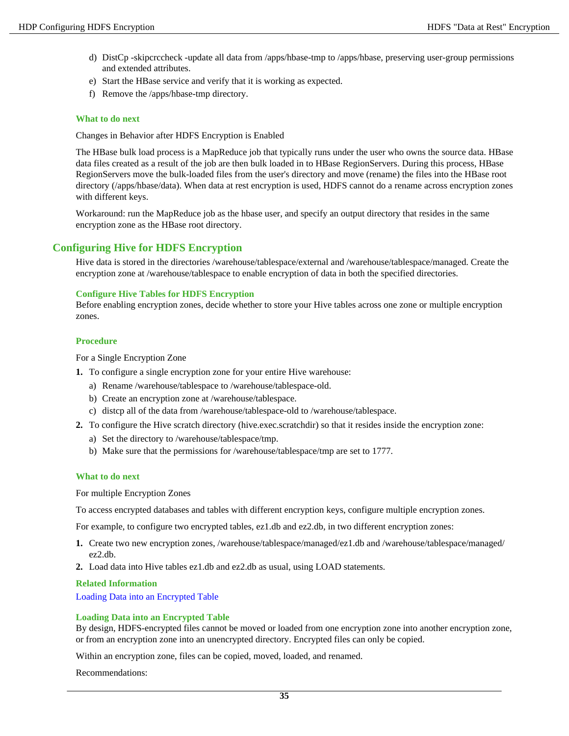d) DistCp -skipcrccheck -update all data from /apps/hbase-tmp to /apps/hbase, preserving user-group permissions and extended attributes.

e) Start the HBase service and verify that it is working as expected.

f) Remove the /apps/hbase-tmp directory.

#### What to do next

Changes in Behavior after HDFS Encryption is Enabled

The HBase bulk load process is a MapReduce job that typically runs under the user who owns the source data. HBase data files created as a result of the job are then bulk loaded in to HBase RegionServers. During this process, HBase RegionServers move the bulk-loaded files from the user's directory and move (rename) the files into the HBase root directory (/apps/hbase/data). When data at rest encryption is used, HDFS cannot do a rename across encryption zones with different keys.

Workaround: run the MapReduce job as the hbase user, and specify an output directory that resides in the same encryption zone as the HBase root directory.

## Configuring Hive for HDFS Encryption

Hive data is stored in the directories /warehouse/tablespace/external and /warehouse/tablespace/managed. Create the encryption zone at /warehouse/tablespace to enable encryption of data in both the specified directories.

### Configure Hive Tables for HDFS Encryption

Before enabling encryption zones, decide whether to store your Hive tables across one zone or multiple encryption zones.

#### Procedure

For a Single Encryption Zone

1. To configure a single encryption zone for your entire Hive warehouse:
   a) Rename /warehouse/tablespace to /warehouse/tablespace-old.
   b) Create an encryption zone at /warehouse/tablespace.
   c) distcp all of the data from /warehouse/tablespace-old to /warehouse/tablespace.
2. To configure the Hive scratch directory (hive.exec.scratchdir) so that it resides inside the encryption zone:
   a) Set the directory to /warehouse/tablespace/tmp.
   b) Make sure that the permissions for /warehouse/tablespace/tmp are set to 1777.

#### What to do next

For multiple Encryption Zones

To access encrypted databases and tables with different encryption keys, configure multiple encryption zones.

For example, to configure two encrypted tables, ez1.db and ez2.db, in two different encryption zones:

1. Create two new encryption zones, /warehouse/tablespace/managed/ez1.db and /warehouse/tablespace/managed/ez2.db.
2. Load data into Hive tables ez1.db and ez2.db as usual, using LOAD statements.

#### Related Information

Loading Data into an Encrypted Table

### Loading Data into an Encrypted Table

By design, HDFS-encrypted files cannot be moved or loaded from one encryption zone into another encryption zone, or from an encryption zone into an unencrypted directory. Encrypted files can only be copied.

Within an encryption zone, files can be copied, moved, loaded, and renamed.

Recommendations: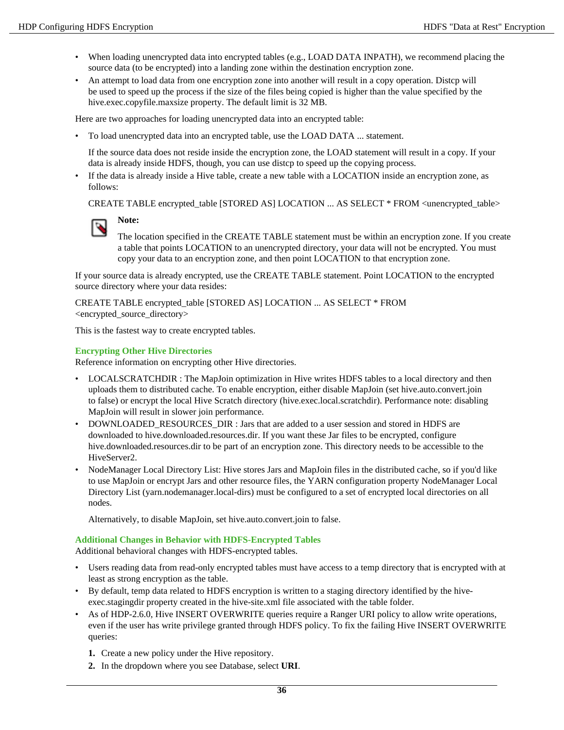- When loading unencrypted data into encrypted tables (e.g., LOAD DATA INPATH), we recommend placing the source data (to be encrypted) into a landing zone within the destination encryption zone.
- An attempt to load data from one encryption zone into another will result in a copy operation. Distcp will be used to speed up the process if the size of the files being copied is higher than the value specified by the hive.exec.copyfile.maxsize property. The default limit is 32 MB.

Here are two approaches for loading unencrypted data into an encrypted table:

- To load unencrypted data into an encrypted table, use the LOAD DATA ... statement.

  If the source data does not reside inside the encryption zone, the LOAD statement will result in a copy. If your data is already inside HDFS, though, you can use distcp to speed up the copying process.
- If the data is already inside a Hive table, create a new table with a LOCATION inside an encryption zone, as follows:

  CREATE TABLE encrypted_table [STORED AS] LOCATION ... AS SELECT * FROM <unencrypted_table>

  **Note:**

  The location specified in the CREATE TABLE statement must be within an encryption zone. If you create a table that points LOCATION to an unencrypted directory, your data will not be encrypted. You must copy your data to an encryption zone, and then point LOCATION to that encryption zone.

If your source data is already encrypted, use the CREATE TABLE statement. Point LOCATION to the encrypted source directory where your data resides:

CREATE TABLE encrypted_table [STORED AS] LOCATION ... AS SELECT * FROM <encrypted_source_directory>

This is the fastest way to create encrypted tables.

### Encrypting Other Hive Directories

Reference information on encrypting other Hive directories.

- LOCALSCRATCHDIR : The MapJoin optimization in Hive writes HDFS tables to a local directory and then uploads them to distributed cache. To enable encryption, either disable MapJoin (set hive.auto.convert.join to false) or encrypt the local Hive Scratch directory (hive.exec.local.scratchdir). Performance note: disabling MapJoin will result in slower join performance.
- DOWNLOADED_RESOURCES_DIR : Jars that are added to a user session and stored in HDFS are downloaded to hive.downloaded.resources.dir. If you want these Jar files to be encrypted, configure hive.downloaded.resources.dir to be part of an encryption zone. This directory needs to be accessible to the HiveServer2.
- NodeManager Local Directory List: Hive stores Jars and MapJoin files in the distributed cache, so if you'd like to use MapJoin or encrypt Jars and other resource files, the YARN configuration property NodeManager Local Directory List (yarn.nodemanager.local-dirs) must be configured to a set of encrypted local directories on all nodes.

  Alternatively, to disable MapJoin, set hive.auto.convert.join to false.

### Additional Changes in Behavior with HDFS-Encrypted Tables

Additional behavioral changes with HDFS-encrypted tables.

- Users reading data from read-only encrypted tables must have access to a temp directory that is encrypted with at least as strong encryption as the table.
- By default, temp data related to HDFS encryption is written to a staging directory identified by the hive-exec.stagingdir property created in the hive-site.xml file associated with the table folder.
- As of HDP-2.6.0, Hive INSERT OVERWRITE queries require a Ranger URI policy to allow write operations, even if the user has write privilege granted through HDFS policy. To fix the failing Hive INSERT OVERWRITE queries:

  1. Create a new policy under the Hive repository.
  2. In the dropdown where you see Database, select **URI**.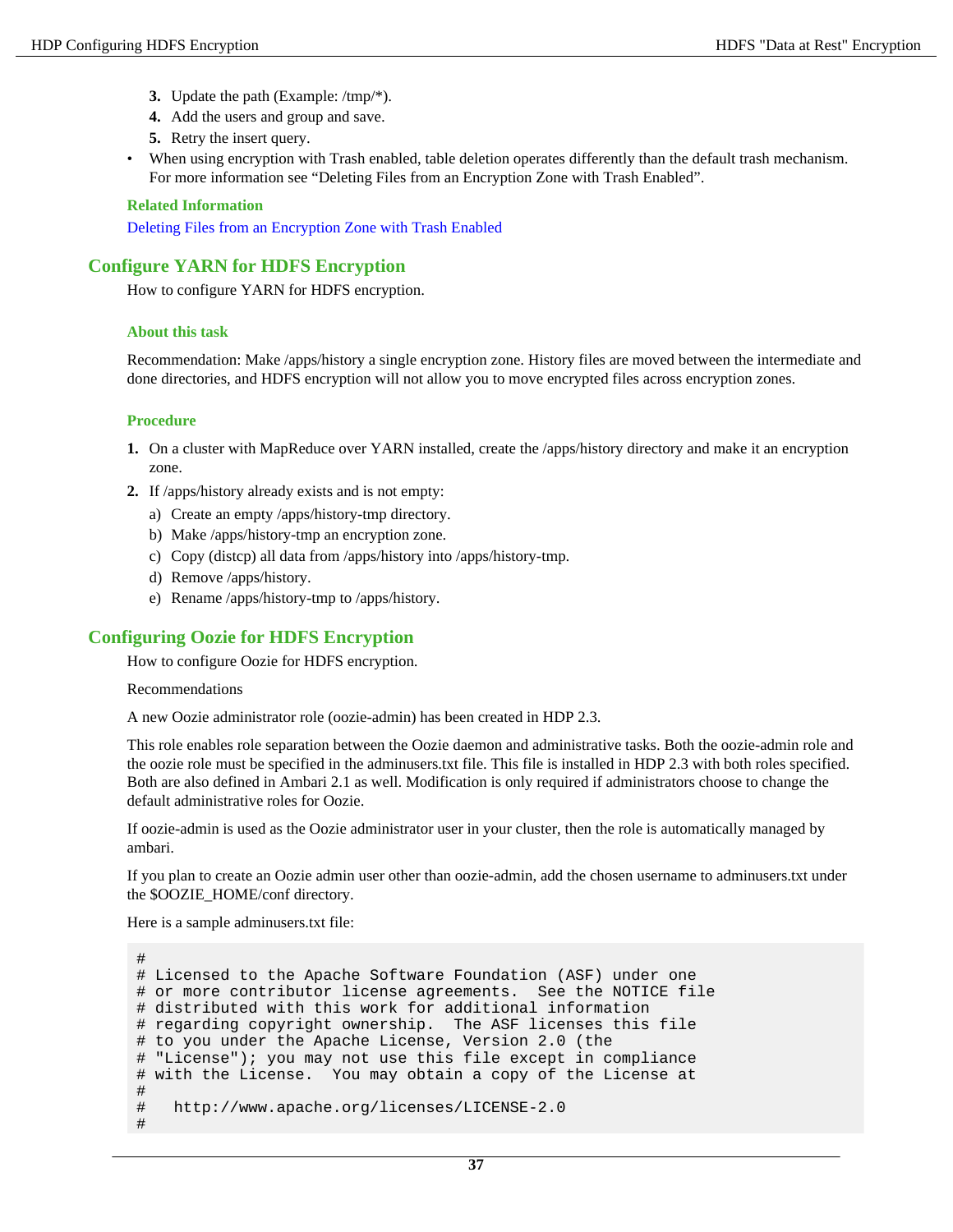3. Update the path (Example: /tmp/*).
4. Add the users and group and save.
5. Retry the insert query.

- When using encryption with Trash enabled, table deletion operates differently than the default trash mechanism. For more information see "Deleting Files from an Encryption Zone with Trash Enabled".

**Related Information**

Deleting Files from an Encryption Zone with Trash Enabled

## Configure YARN for HDFS Encryption

How to configure YARN for HDFS encryption.

### About this task

Recommendation: Make /apps/history a single encryption zone. History files are moved between the intermediate and done directories, and HDFS encryption will not allow you to move encrypted files across encryption zones.

### Procedure

1. On a cluster with MapReduce over YARN installed, create the /apps/history directory and make it an encryption zone.
2. If /apps/history already exists and is not empty:
   a) Create an empty /apps/history-tmp directory.
   b) Make /apps/history-tmp an encryption zone.
   c) Copy (distcp) all data from /apps/history into /apps/history-tmp.
   d) Remove /apps/history.
   e) Rename /apps/history-tmp to /apps/history.

## Configuring Oozie for HDFS Encryption

How to configure Oozie for HDFS encryption.

Recommendations

A new Oozie administrator role (oozie-admin) has been created in HDP 2.3.

This role enables role separation between the Oozie daemon and administrative tasks. Both the oozie-admin role and the oozie role must be specified in the adminusers.txt file. This file is installed in HDP 2.3 with both roles specified. Both are also defined in Ambari 2.1 as well. Modification is only required if administrators choose to change the default administrative roles for Oozie.

If oozie-admin is used as the Oozie administrator user in your cluster, then the role is automatically managed by ambari.

If you plan to create an Oozie admin user other than oozie-admin, add the chosen username to adminusers.txt under the $OOZIE_HOME/conf directory.

Here is a sample adminusers.txt file:

```
#
# Licensed to the Apache Software Foundation (ASF) under one
# or more contributor license agreements.  See the NOTICE file
# distributed with this work for additional information
# regarding copyright ownership.  The ASF licenses this file
# to you under the Apache License, Version 2.0 (the
# "License"); you may not use this file except in compliance
# with the License.  You may obtain a copy of the License at
#
#   http://www.apache.org/licenses/LICENSE-2.0
#
```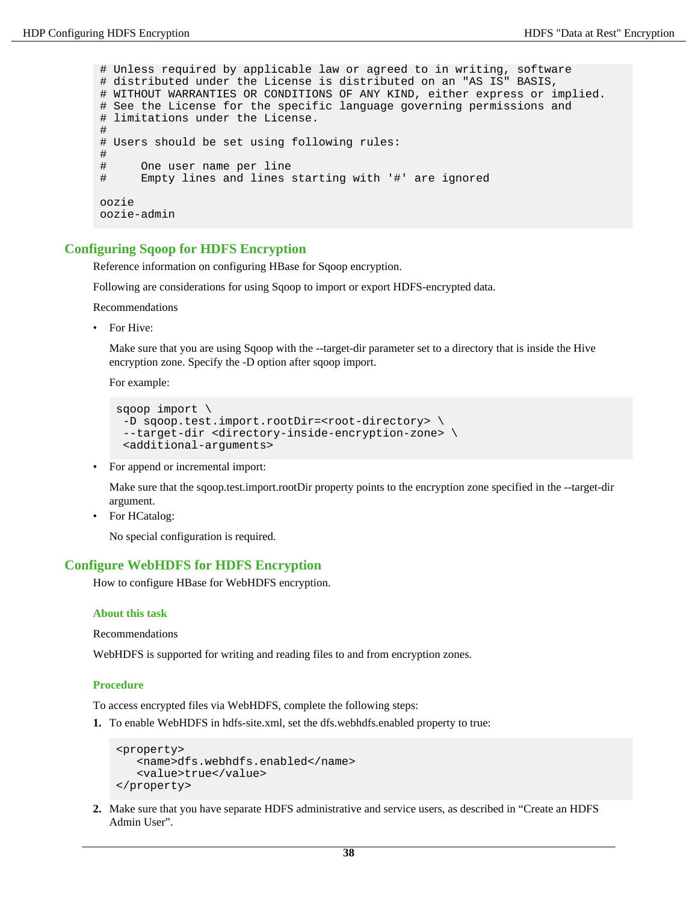```
# Unless required by applicable law or agreed to in writing, software
# distributed under the License is distributed on an "AS IS" BASIS,
# WITHOUT WARRANTIES OR CONDITIONS OF ANY KIND, either express or implied.
# See the License for the specific language governing permissions and
# limitations under the License.
#
# Users should be set using following rules:
#
#     One user name per line
#     Empty lines and lines starting with '#' are ignored

oozie
oozie-admin
```

## Configuring Sqoop for HDFS Encryption

Reference information on configuring HBase for Sqoop encryption.

Following are considerations for using Sqoop to import or export HDFS-encrypted data.

Recommendations

- For Hive:

  Make sure that you are using Sqoop with the --target-dir parameter set to a directory that is inside the Hive encryption zone. Specify the -D option after sqoop import.

  For example:

  ```
  sqoop import \
   -D sqoop.test.import.rootDir=<root-directory> \
   --target-dir <directory-inside-encryption-zone> \
   <additional-arguments>
  ```

- For append or incremental import:

  Make sure that the sqoop.test.import.rootDir property points to the encryption zone specified in the --target-dir argument.

- For HCatalog:

  No special configuration is required.

## Configure WebHDFS for HDFS Encryption

How to configure HBase for WebHDFS encryption.

### About this task

Recommendations

WebHDFS is supported for writing and reading files to and from encryption zones.

### Procedure

To access encrypted files via WebHDFS, complete the following steps:

1. To enable WebHDFS in hdfs-site.xml, set the dfs.webhdfs.enabled property to true:

   ```
   <property>
      <name>dfs.webhdfs.enabled</name>
      <value>true</value>
   </property>
   ```

2. Make sure that you have separate HDFS administrative and service users, as described in "Create an HDFS Admin User".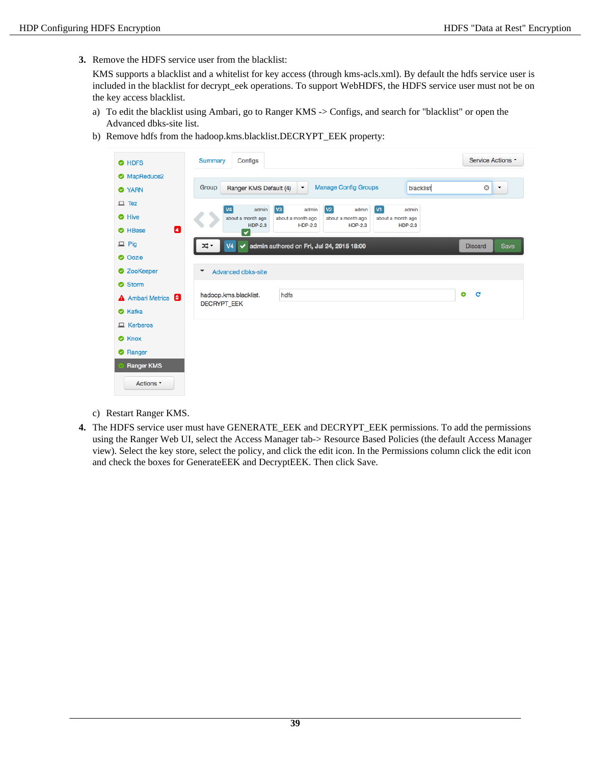3. **Remove the HDFS service user from the blacklist:**

   KMS supports a blacklist and a whitelist for key access (through kms-acls.xml). By default the hdfs service user is included in the blacklist for decrypt_eek operations. To support WebHDFS, the HDFS service user must not be on the key access blacklist.

   a) To edit the blacklist using Ambari, go to Ranger KMS -> Configs, and search for "blacklist" or open the Advanced dbks-site list.

   b) Remove hdfs from the hadoop.kms.blacklist.DECRYPT_EEK property:

   c) Restart Ranger KMS.

4. The HDFS service user must have GENERATE_EEK and DECRYPT_EEK permissions. To add the permissions using the Ranger Web UI, select the Access Manager tab-> Resource Based Policies (the default Access Manager view). Select the key store, select the policy, and click the edit icon. In the Permissions column click the edit icon and check the boxes for GenerateEEK and DecryptEEK. Then click Save.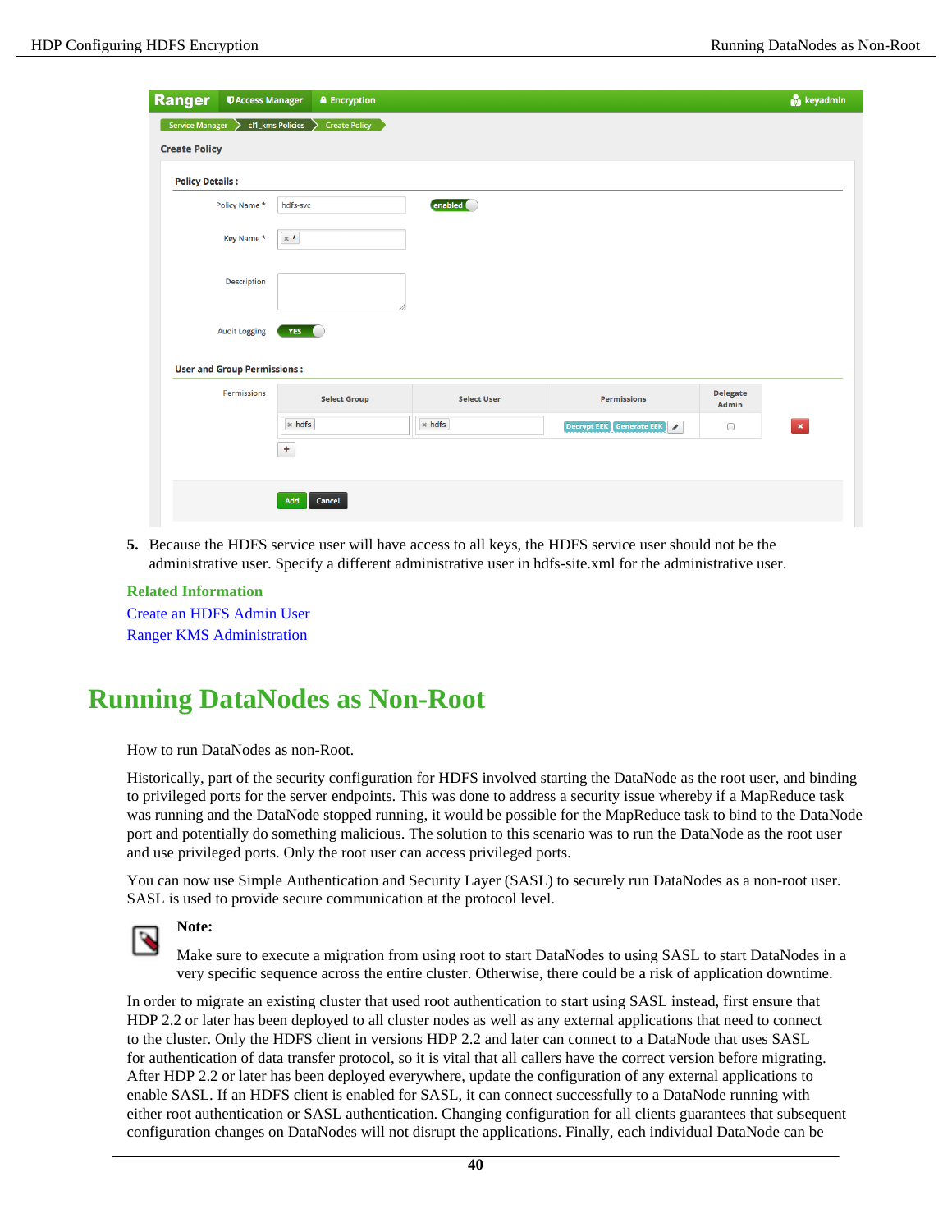5. Because the HDFS service user will have access to all keys, the HDFS service user should not be the administrative user. Specify a different administrative user in hdfs-site.xml for the administrative user.

**Related Information**

Create an HDFS Admin User

Ranger KMS Administration

# Running DataNodes as Non-Root

How to run DataNodes as non-Root.

Historically, part of the security configuration for HDFS involved starting the DataNode as the root user, and binding to privileged ports for the server endpoints. This was done to address a security issue whereby if a MapReduce task was running and the DataNode stopped running, it would be possible for the MapReduce task to bind to the DataNode port and potentially do something malicious. The solution to this scenario was to run the DataNode as the root user and use privileged ports. Only the root user can access privileged ports.

You can now use Simple Authentication and Security Layer (SASL) to securely run DataNodes as a non-root user. SASL is used to provide secure communication at the protocol level.

**Note:**

Make sure to execute a migration from using root to start DataNodes to using SASL to start DataNodes in a very specific sequence across the entire cluster. Otherwise, there could be a risk of application downtime.

In order to migrate an existing cluster that used root authentication to start using SASL instead, first ensure that HDP 2.2 or later has been deployed to all cluster nodes as well as any external applications that need to connect to the cluster. Only the HDFS client in versions HDP 2.2 and later can connect to a DataNode that uses SASL for authentication of data transfer protocol, so it is vital that all callers have the correct version before migrating. After HDP 2.2 or later has been deployed everywhere, update the configuration of any external applications to enable SASL. If an HDFS client is enabled for SASL, it can connect successfully to a DataNode running with either root authentication or SASL authentication. Changing configuration for all clients guarantees that subsequent configuration changes on DataNodes will not disrupt the applications. Finally, each individual DataNode can be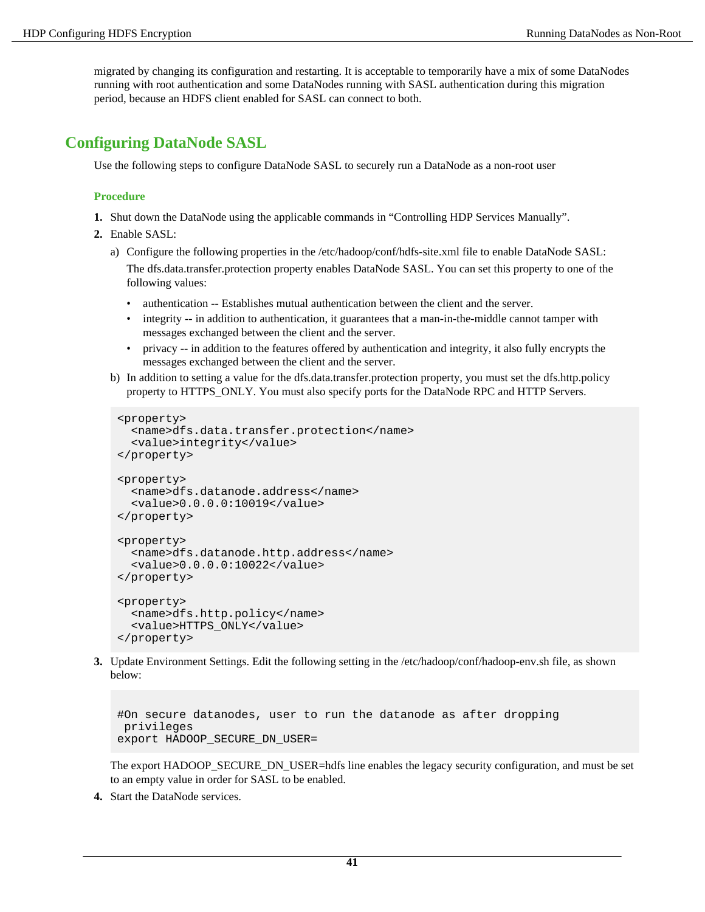migrated by changing its configuration and restarting. It is acceptable to temporarily have a mix of some DataNodes running with root authentication and some DataNodes running with SASL authentication during this migration period, because an HDFS client enabled for SASL can connect to both.

## Configuring DataNode SASL

Use the following steps to configure DataNode SASL to securely run a DataNode as a non-root user

### Procedure

1. Shut down the DataNode using the applicable commands in “Controlling HDP Services Manually”.
2. Enable SASL:

   a) Configure the following properties in the /etc/hadoop/conf/hdfs-site.xml file to enable DataNode SASL:

      The dfs.data.transfer.protection property enables DataNode SASL. You can set this property to one of the following values:

      - authentication -- Establishes mutual authentication between the client and the server.
      - integrity -- in addition to authentication, it guarantees that a man-in-the-middle cannot tamper with messages exchanged between the client and the server.
      - privacy -- in addition to the features offered by authentication and integrity, it also fully encrypts the messages exchanged between the client and the server.

   b) In addition to setting a value for the dfs.data.transfer.protection property, you must set the dfs.http.policy property to HTTPS_ONLY. You must also specify ports for the DataNode RPC and HTTP Servers.

```
<property>
  <name>dfs.data.transfer.protection</name>
  <value>integrity</value>
</property>

<property>
  <name>dfs.datanode.address</name>
  <value>0.0.0.0:10019</value>
</property>

<property>
  <name>dfs.datanode.http.address</name>
  <value>0.0.0.0:10022</value>
</property>

<property>
  <name>dfs.http.policy</name>
  <value>HTTPS_ONLY</value>
</property>
```

3. Update Environment Settings. Edit the following setting in the /etc/hadoop/conf/hadoop-env.sh file, as shown below:

```
#On secure datanodes, user to run the datanode as after dropping
 privileges
export HADOOP_SECURE_DN_USER=
```

   The export HADOOP_SECURE_DN_USER=hdfs line enables the legacy security configuration, and must be set to an empty value in order for SASL to be enabled.

4. Start the DataNode services.